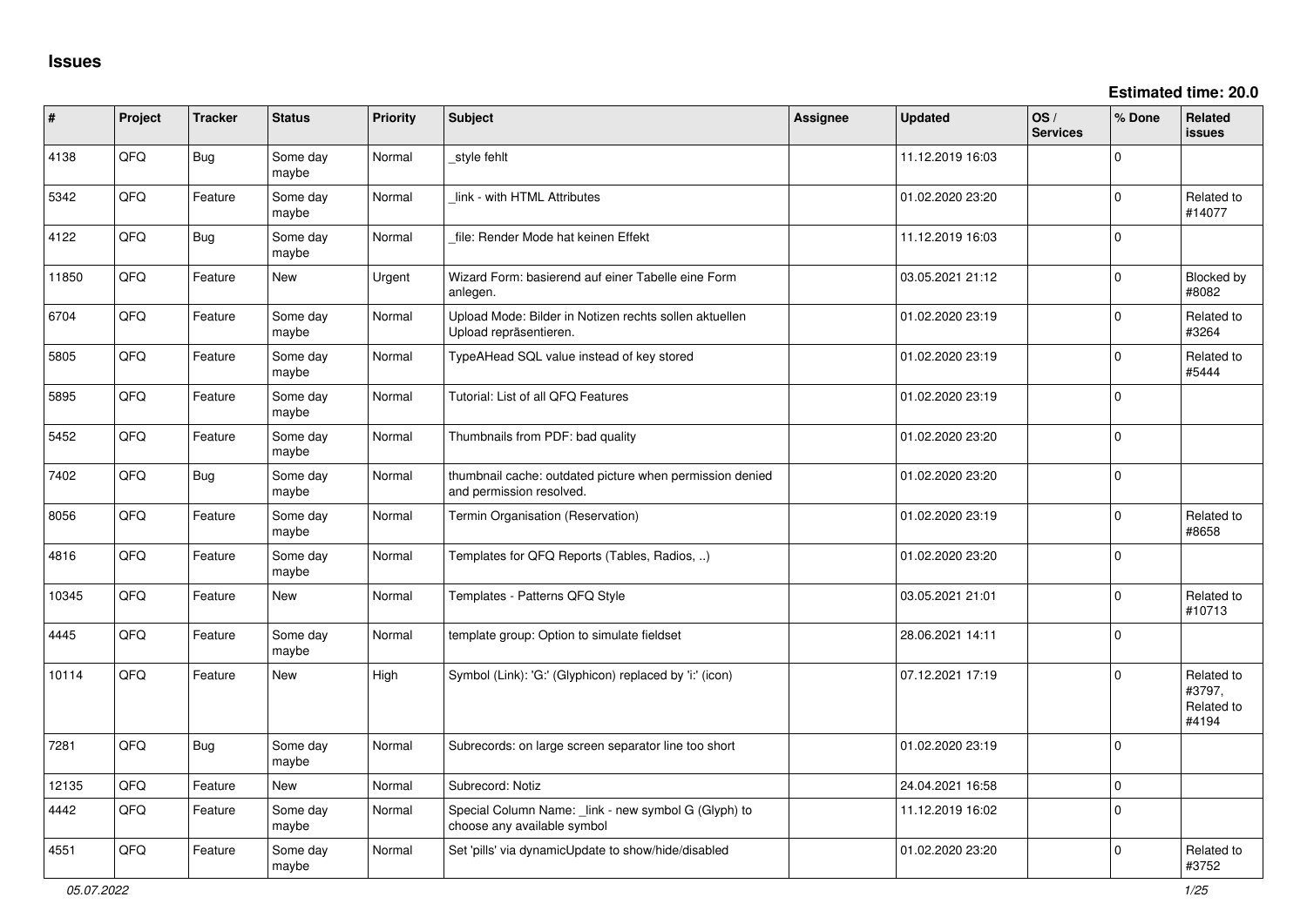# Issues

**Estimated time: 20.0**

| # | Project | Tracker | Status | Priority | Subject | Assignee | Updated | OS / Services | % Done | Related issues |
|---|---|---|---|---|---|---|---|---|---|---|
| 4138 | QFQ | Bug | Some day maybe | Normal | _style fehlt | | 11.12.2019 16:03 | | 0 | |
| 5342 | QFQ | Feature | Some day maybe | Normal | _link - with HTML Attributes | | 01.02.2020 23:20 | | 0 | Related to #14077 |
| 4122 | QFQ | Bug | Some day maybe | Normal | _file: Render Mode hat keinen Effekt | | 11.12.2019 16:03 | | 0 | |
| 11850 | QFQ | Feature | New | Urgent | Wizard Form: basierend auf einer Tabelle eine Form anlegen. | | 03.05.2021 21:12 | | 0 | Blocked by #8082 |
| 6704 | QFQ | Feature | Some day maybe | Normal | Upload Mode: Bilder in Notizen rechts sollen aktuellen Upload repräsentieren. | | 01.02.2020 23:19 | | 0 | Related to #3264 |
| 5805 | QFQ | Feature | Some day maybe | Normal | TypeAHead SQL value instead of key stored | | 01.02.2020 23:19 | | 0 | Related to #5444 |
| 5895 | QFQ | Feature | Some day maybe | Normal | Tutorial: List of all QFQ Features | | 01.02.2020 23:19 | | 0 | |
| 5452 | QFQ | Feature | Some day maybe | Normal | Thumbnails from PDF: bad quality | | 01.02.2020 23:20 | | 0 | |
| 7402 | QFQ | Bug | Some day maybe | Normal | thumbnail cache: outdated picture when permission denied and permission resolved. | | 01.02.2020 23:20 | | 0 | |
| 8056 | QFQ | Feature | Some day maybe | Normal | Termin Organisation (Reservation) | | 01.02.2020 23:19 | | 0 | Related to #8658 |
| 4816 | QFQ | Feature | Some day maybe | Normal | Templates for QFQ Reports (Tables, Radios, ..) | | 01.02.2020 23:20 | | 0 | |
| 10345 | QFQ | Feature | New | Normal | Templates - Patterns QFQ Style | | 03.05.2021 21:01 | | 0 | Related to #10713 |
| 4445 | QFQ | Feature | Some day maybe | Normal | template group: Option to simulate fieldset | | 28.06.2021 14:11 | | 0 | |
| 10114 | QFQ | Feature | New | High | Symbol (Link): 'G:' (Glyphicon) replaced by 'i:' (icon) | | 07.12.2021 17:19 | | 0 | Related to #3797, Related to #4194 |
| 7281 | QFQ | Bug | Some day maybe | Normal | Subrecords: on large screen separator line too short | | 01.02.2020 23:19 | | 0 | |
| 12135 | QFQ | Feature | New | Normal | Subrecord: Notiz | | 24.04.2021 16:58 | | 0 | |
| 4442 | QFQ | Feature | Some day maybe | Normal | Special Column Name: _link - new symbol G (Glyph) to choose any available symbol | | 11.12.2019 16:02 | | 0 | |
| 4551 | QFQ | Feature | Some day maybe | Normal | Set 'pills' via dynamicUpdate to show/hide/disabled | | 01.02.2020 23:20 | | 0 | Related to #3752 |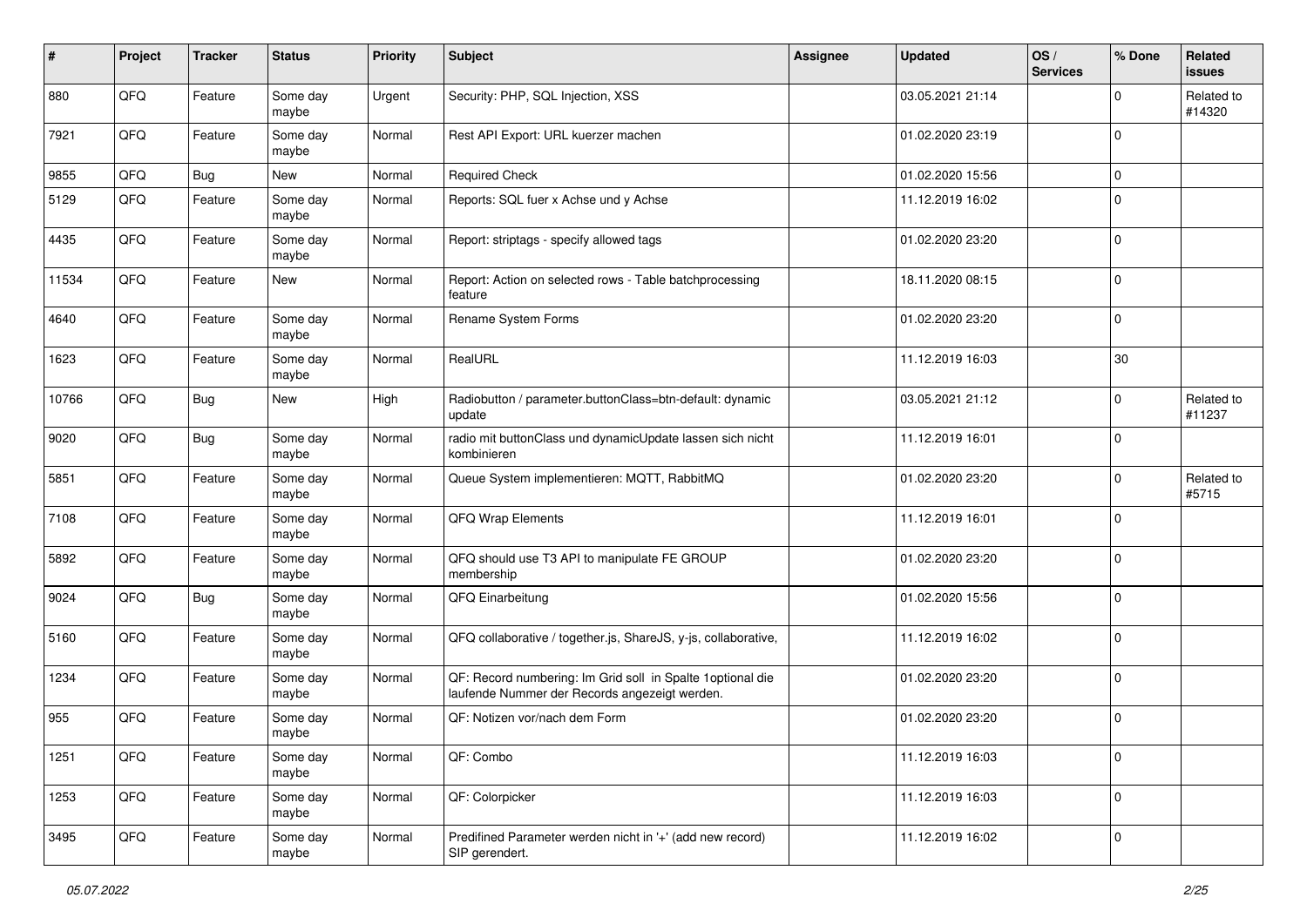| # | Project | Tracker | Status | Priority | Subject | Assignee | Updated | OS / Services | % Done | Related issues |
|---|---|---|---|---|---|---|---|---|---|---|
| 880 | QFQ | Feature | Some day maybe | Urgent | Security: PHP, SQL Injection, XSS | | 03.05.2021 21:14 | | 0 | Related to #14320 |
| 7921 | QFQ | Feature | Some day maybe | Normal | Rest API Export: URL kuerzer machen | | 01.02.2020 23:19 | | 0 | |
| 9855 | QFQ | Bug | New | Normal | Required Check | | 01.02.2020 15:56 | | 0 | |
| 5129 | QFQ | Feature | Some day maybe | Normal | Reports: SQL fuer x Achse und y Achse | | 11.12.2019 16:02 | | 0 | |
| 4435 | QFQ | Feature | Some day maybe | Normal | Report: striptags - specify allowed tags | | 01.02.2020 23:20 | | 0 | |
| 11534 | QFQ | Feature | New | Normal | Report: Action on selected rows - Table batchprocessing feature | | 18.11.2020 08:15 | | 0 | |
| 4640 | QFQ | Feature | Some day maybe | Normal | Rename System Forms | | 01.02.2020 23:20 | | 0 | |
| 1623 | QFQ | Feature | Some day maybe | Normal | RealURL | | 11.12.2019 16:03 | | 30 | |
| 10766 | QFQ | Bug | New | High | Radiobutton / parameter.buttonClass=btn-default: dynamic update | | 03.05.2021 21:12 | | 0 | Related to #11237 |
| 9020 | QFQ | Bug | Some day maybe | Normal | radio mit buttonClass und dynamicUpdate lassen sich nicht kombinieren | | 11.12.2019 16:01 | | 0 | |
| 5851 | QFQ | Feature | Some day maybe | Normal | Queue System implementieren: MQTT, RabbitMQ | | 01.02.2020 23:20 | | 0 | Related to #5715 |
| 7108 | QFQ | Feature | Some day maybe | Normal | QFQ Wrap Elements | | 11.12.2019 16:01 | | 0 | |
| 5892 | QFQ | Feature | Some day maybe | Normal | QFQ should use T3 API to manipulate FE GROUP membership | | 01.02.2020 23:20 | | 0 | |
| 9024 | QFQ | Bug | Some day maybe | Normal | QFQ Einarbeitung | | 01.02.2020 15:56 | | 0 | |
| 5160 | QFQ | Feature | Some day maybe | Normal | QFQ collaborative / together.js, ShareJS, y-js, collaborative, | | 11.12.2019 16:02 | | 0 | |
| 1234 | QFQ | Feature | Some day maybe | Normal | QF: Record numbering: Im Grid soll in Spalte 1optional die laufende Nummer der Records angezeigt werden. | | 01.02.2020 23:20 | | 0 | |
| 955 | QFQ | Feature | Some day maybe | Normal | QF: Notizen vor/nach dem Form | | 01.02.2020 23:20 | | 0 | |
| 1251 | QFQ | Feature | Some day maybe | Normal | QF: Combo | | 11.12.2019 16:03 | | 0 | |
| 1253 | QFQ | Feature | Some day maybe | Normal | QF: Colorpicker | | 11.12.2019 16:03 | | 0 | |
| 3495 | QFQ | Feature | Some day maybe | Normal | Predifined Parameter werden nicht in '+' (add new record) SIP gerendert. | | 11.12.2019 16:02 | | 0 | |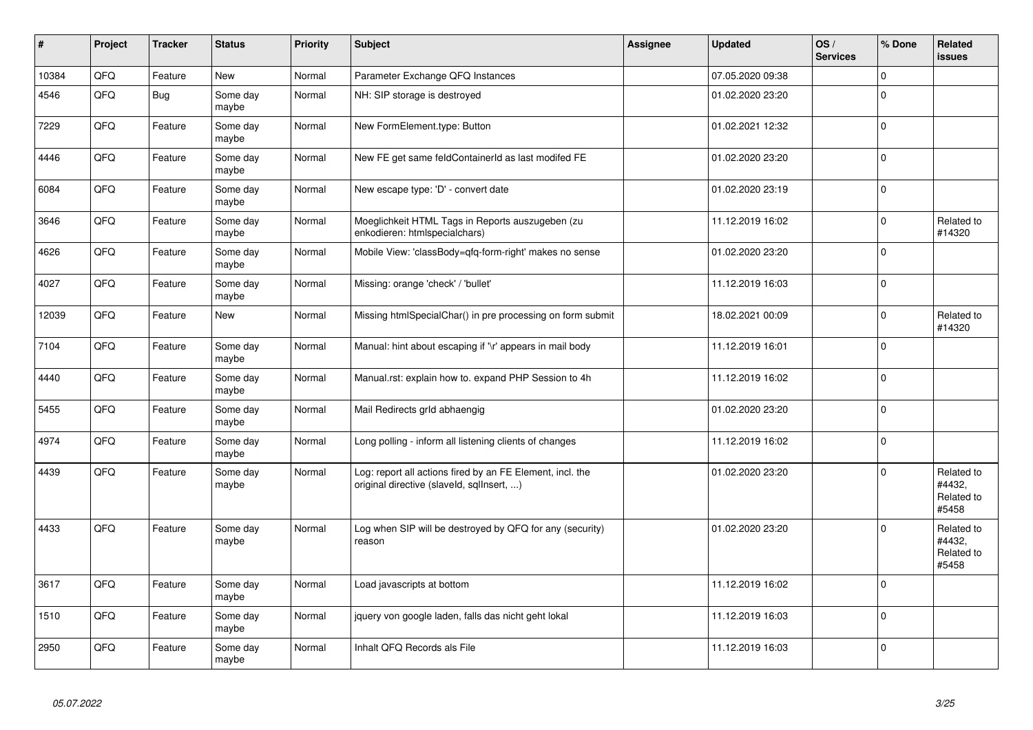| # | Project | Tracker | Status | Priority | Subject | Assignee | Updated | OS / Services | % Done | Related issues |
|---|---|---|---|---|---|---|---|---|---|---|
| 10384 | QFQ | Feature | New | Normal | Parameter Exchange QFQ Instances | | 07.05.2020 09:38 | | 0 | |
| 4546 | QFQ | Bug | Some day maybe | Normal | NH: SIP storage is destroyed | | 01.02.2020 23:20 | | 0 | |
| 7229 | QFQ | Feature | Some day maybe | Normal | New FormElement.type: Button | | 01.02.2021 12:32 | | 0 | |
| 4446 | QFQ | Feature | Some day maybe | Normal | New FE get same feldContainerId as last modifed FE | | 01.02.2020 23:20 | | 0 | |
| 6084 | QFQ | Feature | Some day maybe | Normal | New escape type: 'D' - convert date | | 01.02.2020 23:19 | | 0 | |
| 3646 | QFQ | Feature | Some day maybe | Normal | Moeglichkeit HTML Tags in Reports auszugeben (zu enkodieren: htmlspecialchars) | | 11.12.2019 16:02 | | 0 | Related to #14320 |
| 4626 | QFQ | Feature | Some day maybe | Normal | Mobile View: 'classBody=qfq-form-right' makes no sense | | 01.02.2020 23:20 | | 0 | |
| 4027 | QFQ | Feature | Some day maybe | Normal | Missing: orange 'check' / 'bullet' | | 11.12.2019 16:03 | | 0 | |
| 12039 | QFQ | Feature | New | Normal | Missing htmlSpecialChar() in pre processing on form submit | | 18.02.2021 00:09 | | 0 | Related to #14320 |
| 7104 | QFQ | Feature | Some day maybe | Normal | Manual: hint about escaping if '\r' appears in mail body | | 11.12.2019 16:01 | | 0 | |
| 4440 | QFQ | Feature | Some day maybe | Normal | Manual.rst: explain how to. expand PHP Session to 4h | | 11.12.2019 16:02 | | 0 | |
| 5455 | QFQ | Feature | Some day maybe | Normal | Mail Redirects grId abhaengig | | 01.02.2020 23:20 | | 0 | |
| 4974 | QFQ | Feature | Some day maybe | Normal | Long polling - inform all listening clients of changes | | 11.12.2019 16:02 | | 0 | |
| 4439 | QFQ | Feature | Some day maybe | Normal | Log: report all actions fired by an FE Element, incl. the original directive (slaveId, sqlInsert, ...) | | 01.02.2020 23:20 | | 0 | Related to #4432, Related to #5458 |
| 4433 | QFQ | Feature | Some day maybe | Normal | Log when SIP will be destroyed by QFQ for any (security) reason | | 01.02.2020 23:20 | | 0 | Related to #4432, Related to #5458 |
| 3617 | QFQ | Feature | Some day maybe | Normal | Load javascripts at bottom | | 11.12.2019 16:02 | | 0 | |
| 1510 | QFQ | Feature | Some day maybe | Normal | jquery von google laden, falls das nicht geht lokal | | 11.12.2019 16:03 | | 0 | |
| 2950 | QFQ | Feature | Some day maybe | Normal | Inhalt QFQ Records als File | | 11.12.2019 16:03 | | 0 | |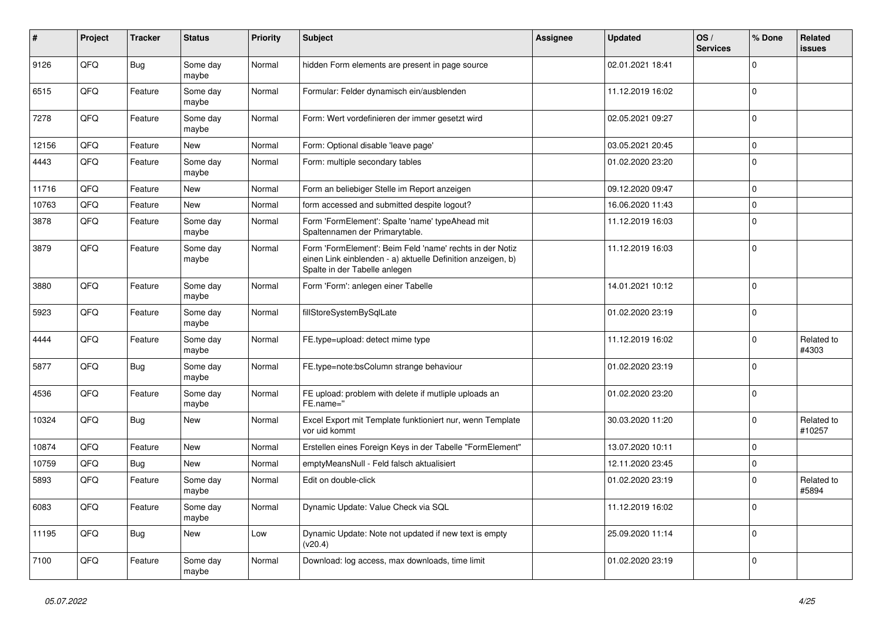| # | Project | Tracker | Status | Priority | Subject | Assignee | Updated | OS / Services | % Done | Related issues |
|---|---|---|---|---|---|---|---|---|---|---|
| 9126 | QFQ | Bug | Some day maybe | Normal | hidden Form elements are present in page source | | 02.01.2021 18:41 | | 0 | |
| 6515 | QFQ | Feature | Some day maybe | Normal | Formular: Felder dynamisch ein/ausblenden | | 11.12.2019 16:02 | | 0 | |
| 7278 | QFQ | Feature | Some day maybe | Normal | Form: Wert vordefinieren der immer gesetzt wird | | 02.05.2021 09:27 | | 0 | |
| 12156 | QFQ | Feature | New | Normal | Form: Optional disable 'leave page' | | 03.05.2021 20:45 | | 0 | |
| 4443 | QFQ | Feature | Some day maybe | Normal | Form: multiple secondary tables | | 01.02.2020 23:20 | | 0 | |
| 11716 | QFQ | Feature | New | Normal | Form an beliebiger Stelle im Report anzeigen | | 09.12.2020 09:47 | | 0 | |
| 10763 | QFQ | Feature | New | Normal | form accessed and submitted despite logout? | | 16.06.2020 11:43 | | 0 | |
| 3878 | QFQ | Feature | Some day maybe | Normal | Form 'FormElement': Spalte 'name' typeAhead mit Spaltennamen der Primarytable. | | 11.12.2019 16:03 | | 0 | |
| 3879 | QFQ | Feature | Some day maybe | Normal | Form 'FormElement': Beim Feld 'name' rechts in der Notiz einen Link einblenden - a) aktuelle Definition anzeigen, b) Spalte in der Tabelle anlegen | | 11.12.2019 16:03 | | 0 | |
| 3880 | QFQ | Feature | Some day maybe | Normal | Form 'Form': anlegen einer Tabelle | | 14.01.2021 10:12 | | 0 | |
| 5923 | QFQ | Feature | Some day maybe | Normal | fillStoreSystemBySqlLate | | 01.02.2020 23:19 | | 0 | |
| 4444 | QFQ | Feature | Some day maybe | Normal | FE.type=upload: detect mime type | | 11.12.2019 16:02 | | 0 | Related to #4303 |
| 5877 | QFQ | Bug | Some day maybe | Normal | FE.type=note:bsColumn strange behaviour | | 01.02.2020 23:19 | | 0 | |
| 4536 | QFQ | Feature | Some day maybe | Normal | FE upload: problem with delete if mutliple uploads an FE.name=" | | 01.02.2020 23:20 | | 0 | |
| 10324 | QFQ | Bug | New | Normal | Excel Export mit Template funktioniert nur, wenn Template vor uid kommt | | 30.03.2020 11:20 | | 0 | Related to #10257 |
| 10874 | QFQ | Feature | New | Normal | Erstellen eines Foreign Keys in der Tabelle "FormElement" | | 13.07.2020 10:11 | | 0 | |
| 10759 | QFQ | Bug | New | Normal | emptyMeansNull - Feld falsch aktualisiert | | 12.11.2020 23:45 | | 0 | |
| 5893 | QFQ | Feature | Some day maybe | Normal | Edit on double-click | | 01.02.2020 23:19 | | 0 | Related to #5894 |
| 6083 | QFQ | Feature | Some day maybe | Normal | Dynamic Update: Value Check via SQL | | 11.12.2019 16:02 | | 0 | |
| 11195 | QFQ | Bug | New | Low | Dynamic Update: Note not updated if new text is empty (v20.4) | | 25.09.2020 11:14 | | 0 | |
| 7100 | QFQ | Feature | Some day maybe | Normal | Download: log access, max downloads, time limit | | 01.02.2020 23:19 | | 0 | |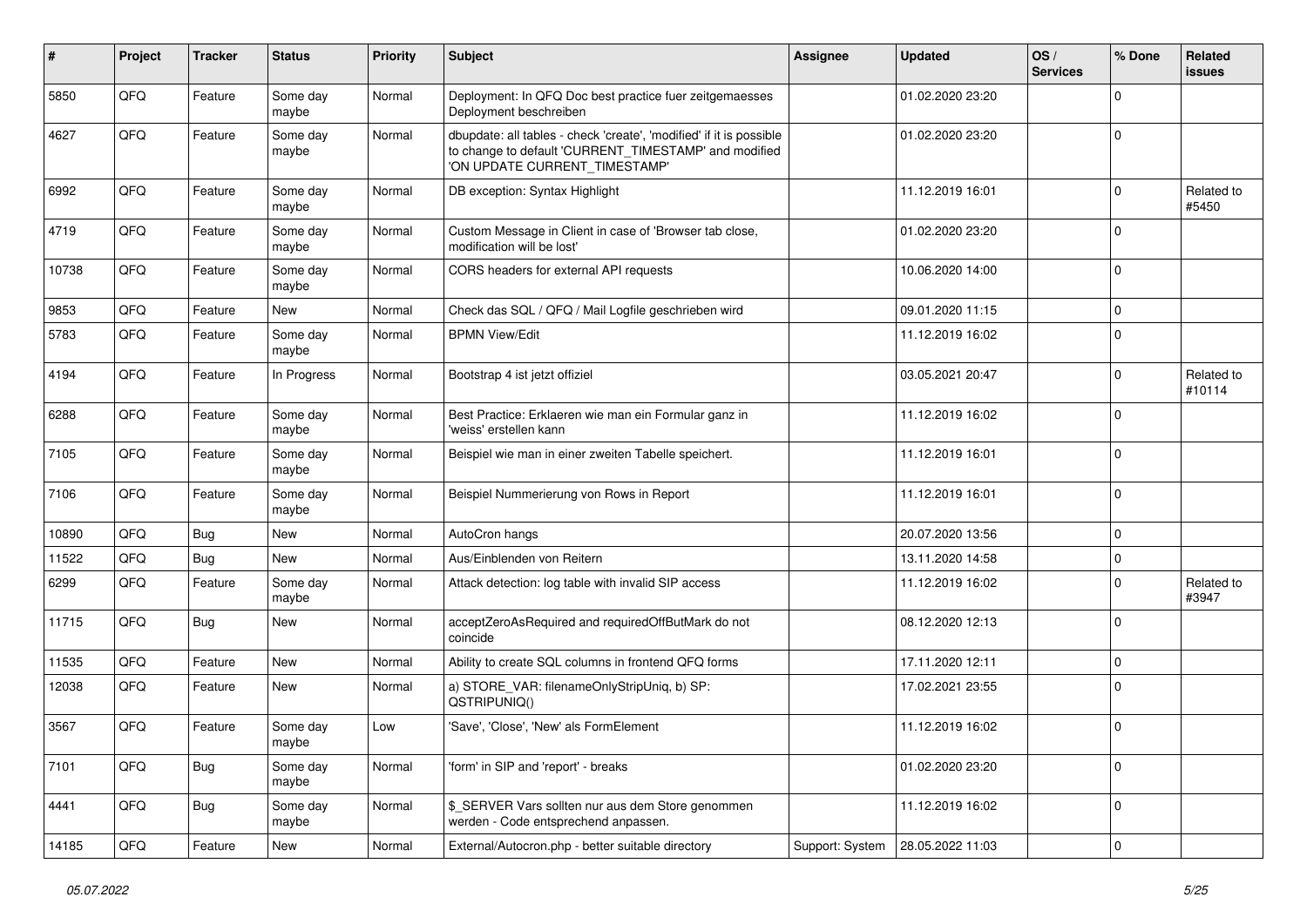| # | Project | Tracker | Status | Priority | Subject | Assignee | Updated | OS / Services | % Done | Related issues |
|---|---|---|---|---|---|---|---|---|---|---|
| 5850 | QFQ | Feature | Some day maybe | Normal | Deployment: In QFQ Doc best practice fuer zeitgemaesses Deployment beschreiben | | 01.02.2020 23:20 | | 0 | |
| 4627 | QFQ | Feature | Some day maybe | Normal | dbupdate: all tables - check 'create', 'modified' if it is possible to change to default 'CURRENT_TIMESTAMP' and modified 'ON UPDATE CURRENT_TIMESTAMP' | | 01.02.2020 23:20 | | 0 | |
| 6992 | QFQ | Feature | Some day maybe | Normal | DB exception: Syntax Highlight | | 11.12.2019 16:01 | | 0 | Related to #5450 |
| 4719 | QFQ | Feature | Some day maybe | Normal | Custom Message in Client in case of 'Browser tab close, modification will be lost' | | 01.02.2020 23:20 | | 0 | |
| 10738 | QFQ | Feature | Some day maybe | Normal | CORS headers for external API requests | | 10.06.2020 14:00 | | 0 | |
| 9853 | QFQ | Feature | New | Normal | Check das SQL / QFQ / Mail Logfile geschrieben wird | | 09.01.2020 11:15 | | 0 | |
| 5783 | QFQ | Feature | Some day maybe | Normal | BPMN View/Edit | | 11.12.2019 16:02 | | 0 | |
| 4194 | QFQ | Feature | In Progress | Normal | Bootstrap 4 ist jetzt offiziel | | 03.05.2021 20:47 | | 0 | Related to #10114 |
| 6288 | QFQ | Feature | Some day maybe | Normal | Best Practice: Erklaeren wie man ein Formular ganz in 'weiss' erstellen kann | | 11.12.2019 16:02 | | 0 | |
| 7105 | QFQ | Feature | Some day maybe | Normal | Beispiel wie man in einer zweiten Tabelle speichert. | | 11.12.2019 16:01 | | 0 | |
| 7106 | QFQ | Feature | Some day maybe | Normal | Beispiel Nummerierung von Rows in Report | | 11.12.2019 16:01 | | 0 | |
| 10890 | QFQ | Bug | New | Normal | AutoCron hangs | | 20.07.2020 13:56 | | 0 | |
| 11522 | QFQ | Bug | New | Normal | Aus/Einblenden von Reitern | | 13.11.2020 14:58 | | 0 | |
| 6299 | QFQ | Feature | Some day maybe | Normal | Attack detection: log table with invalid SIP access | | 11.12.2019 16:02 | | 0 | Related to #3947 |
| 11715 | QFQ | Bug | New | Normal | acceptZeroAsRequired and requiredOffButMark do not coincide | | 08.12.2020 12:13 | | 0 | |
| 11535 | QFQ | Feature | New | Normal | Ability to create SQL columns in frontend QFQ forms | | 17.11.2020 12:11 | | 0 | |
| 12038 | QFQ | Feature | New | Normal | a) STORE_VAR: filenameOnlyStripUniq, b) SP: QSTRIPUNIQ() | | 17.02.2021 23:55 | | 0 | |
| 3567 | QFQ | Feature | Some day maybe | Low | 'Save', 'Close', 'New' als FormElement | | 11.12.2019 16:02 | | 0 | |
| 7101 | QFQ | Bug | Some day maybe | Normal | 'form' in SIP and 'report' - breaks | | 01.02.2020 23:20 | | 0 | |
| 4441 | QFQ | Bug | Some day maybe | Normal | $_SERVER Vars sollten nur aus dem Store genommen werden - Code entsprechend anpassen. | | 11.12.2019 16:02 | | 0 | |
| 14185 | QFQ | Feature | New | Normal | External/Autocron.php - better suitable directory | Support: System | 28.05.2022 11:03 | | 0 | |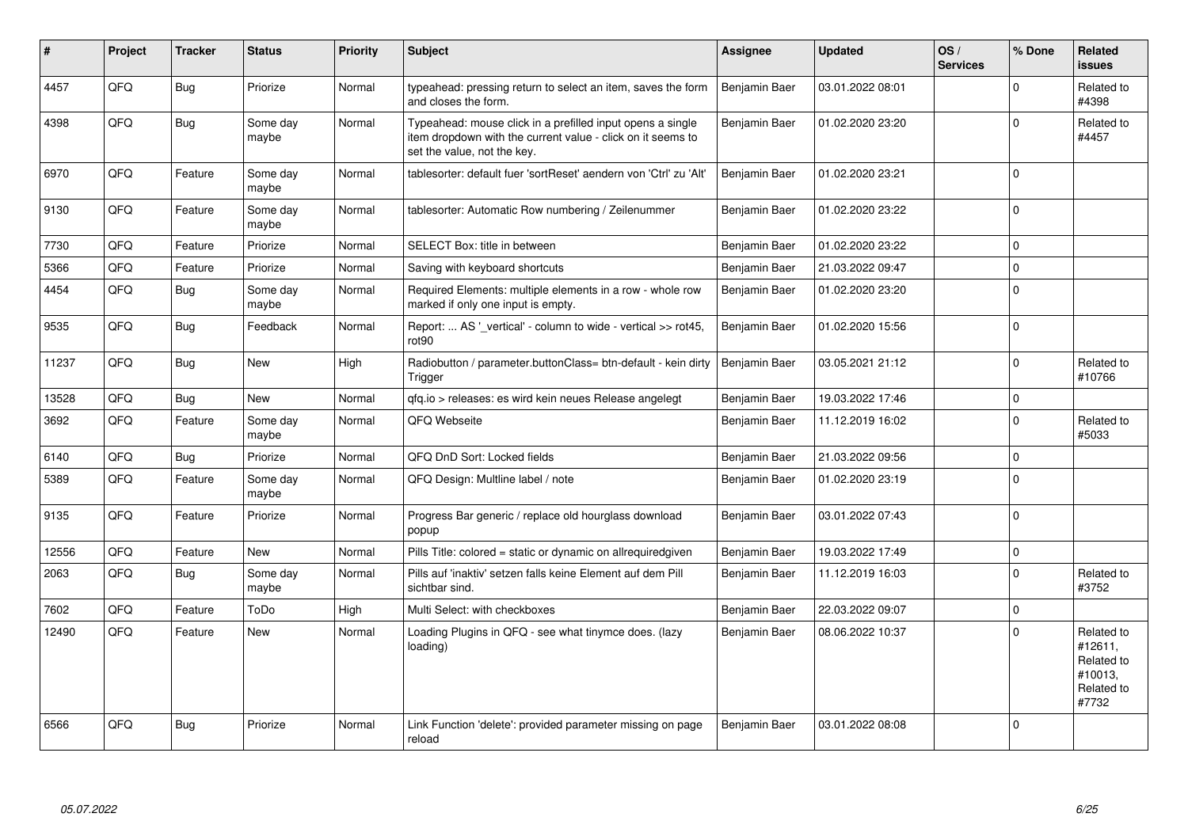| # | Project | Tracker | Status | Priority | Subject | Assignee | Updated | OS / Services | % Done | Related issues |
|---|---|---|---|---|---|---|---|---|---|---|
| 4457 | QFQ | Bug | Priorize | Normal | typeahead: pressing return to select an item, saves the form and closes the form. | Benjamin Baer | 03.01.2022 08:01 | | 0 | Related to #4398 |
| 4398 | QFQ | Bug | Some day maybe | Normal | Typeahead: mouse click in a prefilled input opens a single item dropdown with the current value - click on it seems to set the value, not the key. | Benjamin Baer | 01.02.2020 23:20 | | 0 | Related to #4457 |
| 6970 | QFQ | Feature | Some day maybe | Normal | tablesorter: default fuer 'sortReset' aendern von 'Ctrl' zu 'Alt' | Benjamin Baer | 01.02.2020 23:21 | | 0 | |
| 9130 | QFQ | Feature | Some day maybe | Normal | tablesorter: Automatic Row numbering / Zeilenummer | Benjamin Baer | 01.02.2020 23:22 | | 0 | |
| 7730 | QFQ | Feature | Priorize | Normal | SELECT Box: title in between | Benjamin Baer | 01.02.2020 23:22 | | 0 | |
| 5366 | QFQ | Feature | Priorize | Normal | Saving with keyboard shortcuts | Benjamin Baer | 21.03.2022 09:47 | | 0 | |
| 4454 | QFQ | Bug | Some day maybe | Normal | Required Elements: multiple elements in a row - whole row marked if only one input is empty. | Benjamin Baer | 01.02.2020 23:20 | | 0 | |
| 9535 | QFQ | Bug | Feedback | Normal | Report: ... AS '_vertical' - column to wide - vertical >> rot45, rot90 | Benjamin Baer | 01.02.2020 15:56 | | 0 | |
| 11237 | QFQ | Bug | New | High | Radiobutton / parameter.buttonClass= btn-default - kein dirty Trigger | Benjamin Baer | 03.05.2021 21:12 | | 0 | Related to #10766 |
| 13528 | QFQ | Bug | New | Normal | qfq.io > releases: es wird kein neues Release angelegt | Benjamin Baer | 19.03.2022 17:46 | | 0 | |
| 3692 | QFQ | Feature | Some day maybe | Normal | QFQ Webseite | Benjamin Baer | 11.12.2019 16:02 | | 0 | Related to #5033 |
| 6140 | QFQ | Bug | Priorize | Normal | QFQ DnD Sort: Locked fields | Benjamin Baer | 21.03.2022 09:56 | | 0 | |
| 5389 | QFQ | Feature | Some day maybe | Normal | QFQ Design: Multline label / note | Benjamin Baer | 01.02.2020 23:19 | | 0 | |
| 9135 | QFQ | Feature | Priorize | Normal | Progress Bar generic / replace old hourglass download popup | Benjamin Baer | 03.01.2022 07:43 | | 0 | |
| 12556 | QFQ | Feature | New | Normal | Pills Title: colored = static or dynamic on allrequiredgiven | Benjamin Baer | 19.03.2022 17:49 | | 0 | |
| 2063 | QFQ | Bug | Some day maybe | Normal | Pills auf 'inaktiv' setzen falls keine Element auf dem Pill sichtbar sind. | Benjamin Baer | 11.12.2019 16:03 | | 0 | Related to #3752 |
| 7602 | QFQ | Feature | ToDo | High | Multi Select: with checkboxes | Benjamin Baer | 22.03.2022 09:07 | | 0 | |
| 12490 | QFQ | Feature | New | Normal | Loading Plugins in QFQ - see what tinymce does. (lazy loading) | Benjamin Baer | 08.06.2022 10:37 | | 0 | Related to #12611, Related to #10013, Related to #7732 |
| 6566 | QFQ | Bug | Priorize | Normal | Link Function 'delete': provided parameter missing on page reload | Benjamin Baer | 03.01.2022 08:08 | | 0 | |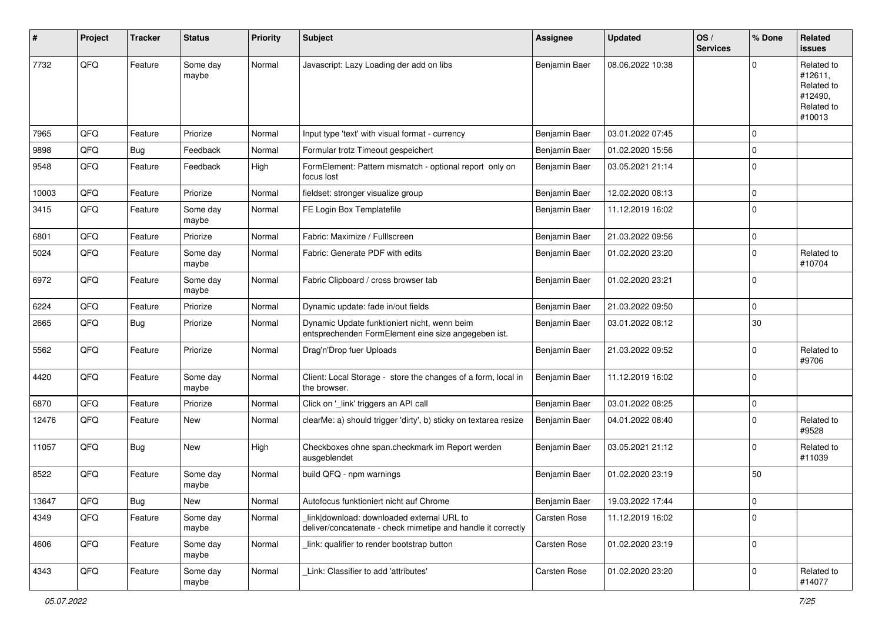| # | Project | Tracker | Status | Priority | Subject | Assignee | Updated | OS / Services | % Done | Related issues |
|---|---|---|---|---|---|---|---|---|---|---|
| 7732 | QFQ | Feature | Some day maybe | Normal | Javascript: Lazy Loading der add on libs | Benjamin Baer | 08.06.2022 10:38 | | 0 | Related to #12611, Related to #12490, Related to #10013 |
| 7965 | QFQ | Feature | Priorize | Normal | Input type 'text' with visual format - currency | Benjamin Baer | 03.01.2022 07:45 | | 0 | |
| 9898 | QFQ | Bug | Feedback | Normal | Formular trotz Timeout gespeichert | Benjamin Baer | 01.02.2020 15:56 | | 0 | |
| 9548 | QFQ | Feature | Feedback | High | FormElement: Pattern mismatch - optional report only on focus lost | Benjamin Baer | 03.05.2021 21:14 | | 0 | |
| 10003 | QFQ | Feature | Priorize | Normal | fieldset: stronger visualize group | Benjamin Baer | 12.02.2020 08:13 | | 0 | |
| 3415 | QFQ | Feature | Some day maybe | Normal | FE Login Box Templatefile | Benjamin Baer | 11.12.2019 16:02 | | 0 | |
| 6801 | QFQ | Feature | Priorize | Normal | Fabric: Maximize / Fulllscreen | Benjamin Baer | 21.03.2022 09:56 | | 0 | |
| 5024 | QFQ | Feature | Some day maybe | Normal | Fabric: Generate PDF with edits | Benjamin Baer | 01.02.2020 23:20 | | 0 | Related to #10704 |
| 6972 | QFQ | Feature | Some day maybe | Normal | Fabric Clipboard / cross browser tab | Benjamin Baer | 01.02.2020 23:21 | | 0 | |
| 6224 | QFQ | Feature | Priorize | Normal | Dynamic update: fade in/out fields | Benjamin Baer | 21.03.2022 09:50 | | 0 | |
| 2665 | QFQ | Bug | Priorize | Normal | Dynamic Update funktioniert nicht, wenn beim entsprechenden FormElement eine size angegeben ist. | Benjamin Baer | 03.01.2022 08:12 | | 30 | |
| 5562 | QFQ | Feature | Priorize | Normal | Drag'n'Drop fuer Uploads | Benjamin Baer | 21.03.2022 09:52 | | 0 | Related to #9706 |
| 4420 | QFQ | Feature | Some day maybe | Normal | Client: Local Storage - store the changes of a form, local in the browser. | Benjamin Baer | 11.12.2019 16:02 | | 0 | |
| 6870 | QFQ | Feature | Priorize | Normal | Click on '_link' triggers an API call | Benjamin Baer | 03.01.2022 08:25 | | 0 | |
| 12476 | QFQ | Feature | New | Normal | clearMe: a) should trigger 'dirty', b) sticky on textarea resize | Benjamin Baer | 04.01.2022 08:40 | | 0 | Related to #9528 |
| 11057 | QFQ | Bug | New | High | Checkboxes ohne span.checkmark im Report werden ausgeblendet | Benjamin Baer | 03.05.2021 21:12 | | 0 | Related to #11039 |
| 8522 | QFQ | Feature | Some day maybe | Normal | build QFQ - npm warnings | Benjamin Baer | 01.02.2020 23:19 | | 50 | |
| 13647 | QFQ | Bug | New | Normal | Autofocus funktioniert nicht auf Chrome | Benjamin Baer | 19.03.2022 17:44 | | 0 | |
| 4349 | QFQ | Feature | Some day maybe | Normal | _link\|download: downloaded external URL to deliver/concatenate - check mimetipe and handle it correctly | Carsten Rose | 11.12.2019 16:02 | | 0 | |
| 4606 | QFQ | Feature | Some day maybe | Normal | _link: qualifier to render bootstrap button | Carsten Rose | 01.02.2020 23:19 | | 0 | |
| 4343 | QFQ | Feature | Some day maybe | Normal | _Link: Classifier to add 'attributes' | Carsten Rose | 01.02.2020 23:20 | | 0 | Related to #14077 |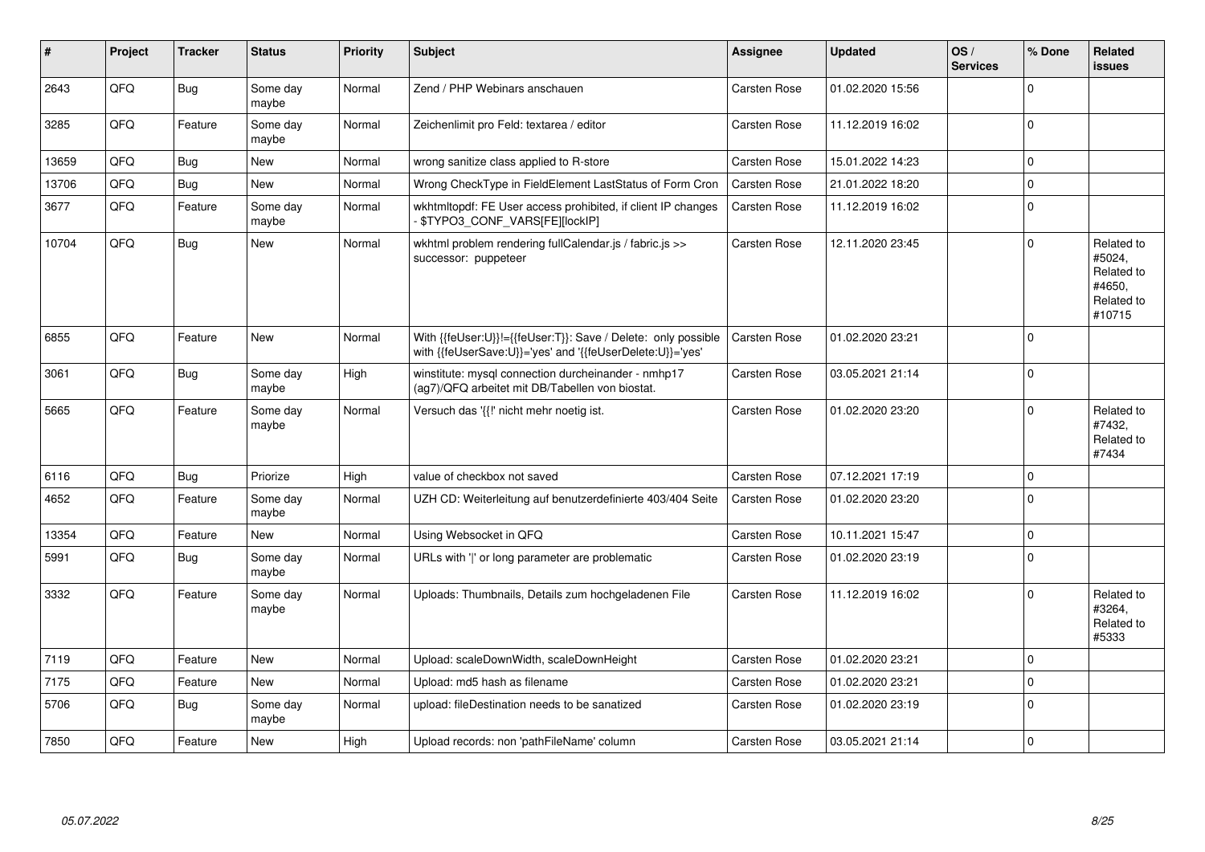| # | Project | Tracker | Status | Priority | Subject | Assignee | Updated | OS / Services | % Done | Related issues |
|---|---|---|---|---|---|---|---|---|---|---|
| 2643 | QFQ | Bug | Some day maybe | Normal | Zend / PHP Webinars anschauen | Carsten Rose | 01.02.2020 15:56 | | 0 | |
| 3285 | QFQ | Feature | Some day maybe | Normal | Zeichenlimit pro Feld: textarea / editor | Carsten Rose | 11.12.2019 16:02 | | 0 | |
| 13659 | QFQ | Bug | New | Normal | wrong sanitize class applied to R-store | Carsten Rose | 15.01.2022 14:23 | | 0 | |
| 13706 | QFQ | Bug | New | Normal | Wrong CheckType in FieldElement LastStatus of Form Cron | Carsten Rose | 21.01.2022 18:20 | | 0 | |
| 3677 | QFQ | Feature | Some day maybe | Normal | wkhtmltopdf: FE User access prohibited, if client IP changes - $TYPO3_CONF_VARS[FE][lockIP] | Carsten Rose | 11.12.2019 16:02 | | 0 | |
| 10704 | QFQ | Bug | New | Normal | wkhtml problem rendering fullCalendar.js / fabric.js >> successor: puppeteer | Carsten Rose | 12.11.2020 23:45 | | 0 | Related to #5024, Related to #4650, Related to #10715 |
| 6855 | QFQ | Feature | New | Normal | With {{feUser:U}}!={{feUser:T}}: Save / Delete: only possible with {{feUserSave:U}}='yes' and '{{feUserDelete:U}}='yes' | Carsten Rose | 01.02.2020 23:21 | | 0 | |
| 3061 | QFQ | Bug | Some day maybe | High | winstitute: mysql connection durcheinander - nmhp17 (ag7)/QFQ arbeitet mit DB/Tabellen von biostat. | Carsten Rose | 03.05.2021 21:14 | | 0 | |
| 5665 | QFQ | Feature | Some day maybe | Normal | Versuch das '{{!' nicht mehr noetig ist. | Carsten Rose | 01.02.2020 23:20 | | 0 | Related to #7432, Related to #7434 |
| 6116 | QFQ | Bug | Priorize | High | value of checkbox not saved | Carsten Rose | 07.12.2021 17:19 | | 0 | |
| 4652 | QFQ | Feature | Some day maybe | Normal | UZH CD: Weiterleitung auf benutzerdefinierte 403/404 Seite | Carsten Rose | 01.02.2020 23:20 | | 0 | |
| 13354 | QFQ | Feature | New | Normal | Using Websocket in QFQ | Carsten Rose | 10.11.2021 15:47 | | 0 | |
| 5991 | QFQ | Bug | Some day maybe | Normal | URLs with '\|' or long parameter are problematic | Carsten Rose | 01.02.2020 23:19 | | 0 | |
| 3332 | QFQ | Feature | Some day maybe | Normal | Uploads: Thumbnails, Details zum hochgeladenen File | Carsten Rose | 11.12.2019 16:02 | | 0 | Related to #3264, Related to #5333 |
| 7119 | QFQ | Feature | New | Normal | Upload: scaleDownWidth, scaleDownHeight | Carsten Rose | 01.02.2020 23:21 | | 0 | |
| 7175 | QFQ | Feature | New | Normal | Upload: md5 hash as filename | Carsten Rose | 01.02.2020 23:21 | | 0 | |
| 5706 | QFQ | Bug | Some day maybe | Normal | upload: fileDestination needs to be sanatized | Carsten Rose | 01.02.2020 23:19 | | 0 | |
| 7850 | QFQ | Feature | New | High | Upload records: non 'pathFileName' column | Carsten Rose | 03.05.2021 21:14 | | 0 | |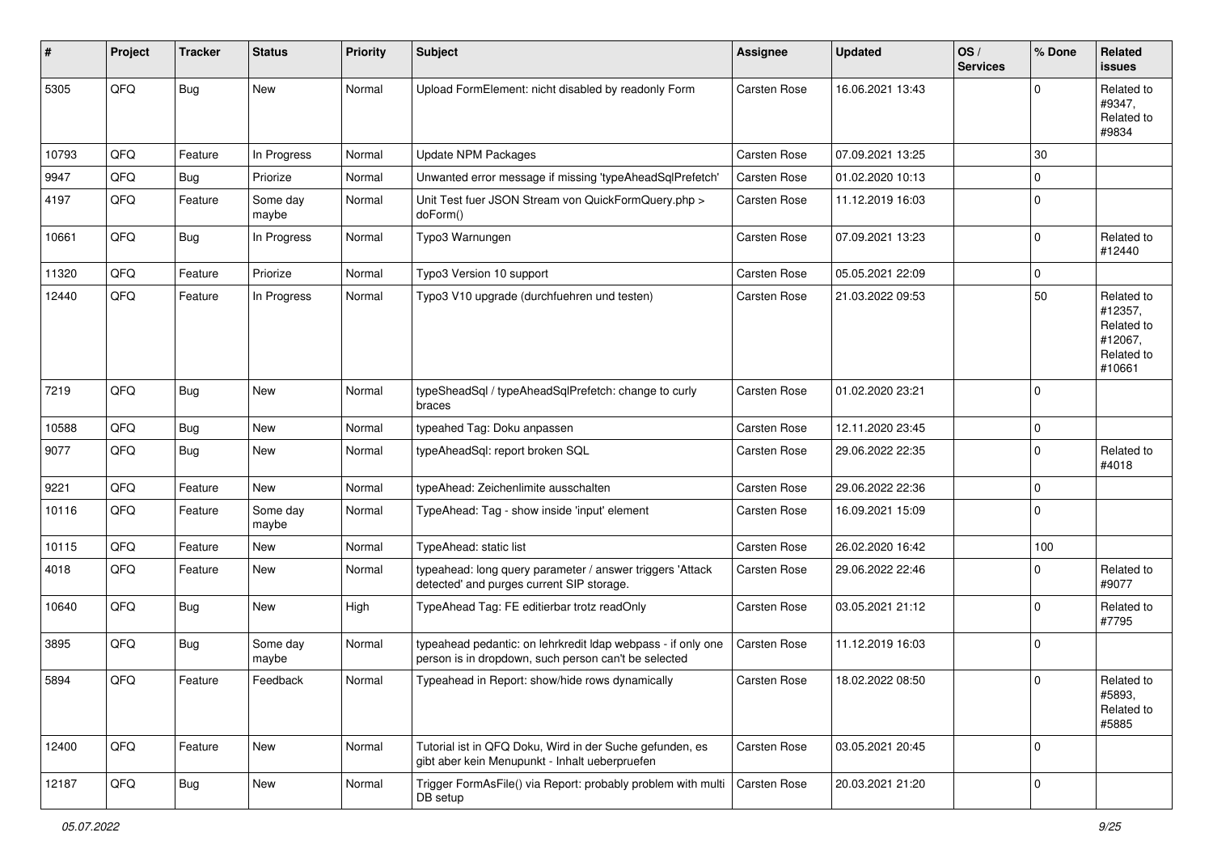| # | Project | Tracker | Status | Priority | Subject | Assignee | Updated | OS / Services | % Done | Related issues |
|---|---|---|---|---|---|---|---|---|---|---|
| 5305 | QFQ | Bug | New | Normal | Upload FormElement: nicht disabled by readonly Form | Carsten Rose | 16.06.2021 13:43 | | 0 | Related to #9347, Related to #9834 |
| 10793 | QFQ | Feature | In Progress | Normal | Update NPM Packages | Carsten Rose | 07.09.2021 13:25 | | 30 | |
| 9947 | QFQ | Bug | Priorize | Normal | Unwanted error message if missing 'typeAheadSqlPrefetch' | Carsten Rose | 01.02.2020 10:13 | | 0 | |
| 4197 | QFQ | Feature | Some day maybe | Normal | Unit Test fuer JSON Stream von QuickFormQuery.php > doForm() | Carsten Rose | 11.12.2019 16:03 | | 0 | |
| 10661 | QFQ | Bug | In Progress | Normal | Typo3 Warnungen | Carsten Rose | 07.09.2021 13:23 | | 0 | Related to #12440 |
| 11320 | QFQ | Feature | Priorize | Normal | Typo3 Version 10 support | Carsten Rose | 05.05.2021 22:09 | | 0 | |
| 12440 | QFQ | Feature | In Progress | Normal | Typo3 V10 upgrade (durchfuehren und testen) | Carsten Rose | 21.03.2022 09:53 | | 50 | Related to #12357, Related to #12067, Related to #10661 |
| 7219 | QFQ | Bug | New | Normal | typeSheadSql / typeAheadSqlPrefetch: change to curly braces | Carsten Rose | 01.02.2020 23:21 | | 0 | |
| 10588 | QFQ | Bug | New | Normal | typeahed Tag: Doku anpassen | Carsten Rose | 12.11.2020 23:45 | | 0 | |
| 9077 | QFQ | Bug | New | Normal | typeAheadSql: report broken SQL | Carsten Rose | 29.06.2022 22:35 | | 0 | Related to #4018 |
| 9221 | QFQ | Feature | New | Normal | typeAhead: Zeichenlimite ausschalten | Carsten Rose | 29.06.2022 22:36 | | 0 | |
| 10116 | QFQ | Feature | Some day maybe | Normal | TypeAhead: Tag - show inside 'input' element | Carsten Rose | 16.09.2021 15:09 | | 0 | |
| 10115 | QFQ | Feature | New | Normal | TypeAhead: static list | Carsten Rose | 26.02.2020 16:42 | | 100 | |
| 4018 | QFQ | Feature | New | Normal | typeahead: long query parameter / answer triggers 'Attack detected' and purges current SIP storage. | Carsten Rose | 29.06.2022 22:46 | | 0 | Related to #9077 |
| 10640 | QFQ | Bug | New | High | TypeAhead Tag: FE editierbar trotz readOnly | Carsten Rose | 03.05.2021 21:12 | | 0 | Related to #7795 |
| 3895 | QFQ | Bug | Some day maybe | Normal | typeahead pedantic: on lehrkredit ldap webpass - if only one person is in dropdown, such person can't be selected | Carsten Rose | 11.12.2019 16:03 | | 0 | |
| 5894 | QFQ | Feature | Feedback | Normal | Typeahead in Report: show/hide rows dynamically | Carsten Rose | 18.02.2022 08:50 | | 0 | Related to #5893, Related to #5885 |
| 12400 | QFQ | Feature | New | Normal | Tutorial ist in QFQ Doku, Wird in der Suche gefunden, es gibt aber kein Menupunkt - Inhalt ueberpruefen | Carsten Rose | 03.05.2021 20:45 | | 0 | |
| 12187 | QFQ | Bug | New | Normal | Trigger FormAsFile() via Report: probably problem with multi DB setup | Carsten Rose | 20.03.2021 21:20 | | 0 | |

*05.07.2022*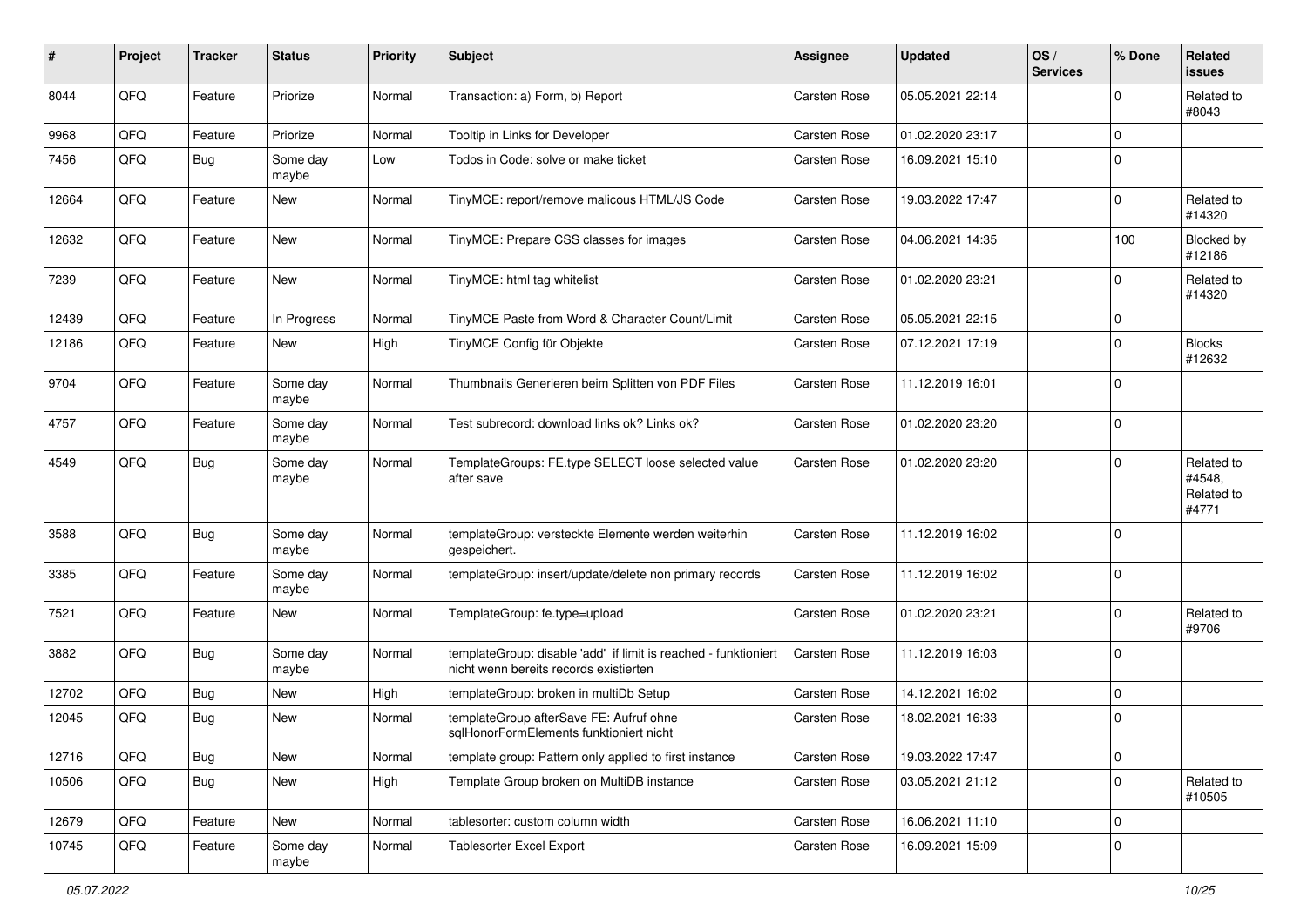| # | Project | Tracker | Status | Priority | Subject | Assignee | Updated | OS / Services | % Done | Related issues |
|---|---|---|---|---|---|---|---|---|---|---|
| 8044 | QFQ | Feature | Priorize | Normal | Transaction: a) Form, b) Report | Carsten Rose | 05.05.2021 22:14 | | 0 | Related to #8043 |
| 9968 | QFQ | Feature | Priorize | Normal | Tooltip in Links for Developer | Carsten Rose | 01.02.2020 23:17 | | 0 | |
| 7456 | QFQ | Bug | Some day maybe | Low | Todos in Code: solve or make ticket | Carsten Rose | 16.09.2021 15:10 | | 0 | |
| 12664 | QFQ | Feature | New | Normal | TinyMCE: report/remove malicous HTML/JS Code | Carsten Rose | 19.03.2022 17:47 | | 0 | Related to #14320 |
| 12632 | QFQ | Feature | New | Normal | TinyMCE: Prepare CSS classes for images | Carsten Rose | 04.06.2021 14:35 | | 100 | Blocked by #12186 |
| 7239 | QFQ | Feature | New | Normal | TinyMCE: html tag whitelist | Carsten Rose | 01.02.2020 23:21 | | 0 | Related to #14320 |
| 12439 | QFQ | Feature | In Progress | Normal | TinyMCE Paste from Word & Character Count/Limit | Carsten Rose | 05.05.2021 22:15 | | 0 | |
| 12186 | QFQ | Feature | New | High | TinyMCE Config für Objekte | Carsten Rose | 07.12.2021 17:19 | | 0 | Blocks #12632 |
| 9704 | QFQ | Feature | Some day maybe | Normal | Thumbnails Generieren beim Splitten von PDF Files | Carsten Rose | 11.12.2019 16:01 | | 0 | |
| 4757 | QFQ | Feature | Some day maybe | Normal | Test subrecord: download links ok? Links ok? | Carsten Rose | 01.02.2020 23:20 | | 0 | |
| 4549 | QFQ | Bug | Some day maybe | Normal | TemplateGroups: FE.type SELECT loose selected value after save | Carsten Rose | 01.02.2020 23:20 | | 0 | Related to #4548, Related to #4771 |
| 3588 | QFQ | Bug | Some day maybe | Normal | templateGroup: versteckte Elemente werden weiterhin gespeichert. | Carsten Rose | 11.12.2019 16:02 | | 0 | |
| 3385 | QFQ | Feature | Some day maybe | Normal | templateGroup: insert/update/delete non primary records | Carsten Rose | 11.12.2019 16:02 | | 0 | |
| 7521 | QFQ | Feature | New | Normal | TemplateGroup: fe.type=upload | Carsten Rose | 01.02.2020 23:21 | | 0 | Related to #9706 |
| 3882 | QFQ | Bug | Some day maybe | Normal | templateGroup: disable 'add' if limit is reached - funktioniert nicht wenn bereits records existierten | Carsten Rose | 11.12.2019 16:03 | | 0 | |
| 12702 | QFQ | Bug | New | High | templateGroup: broken in multiDb Setup | Carsten Rose | 14.12.2021 16:02 | | 0 | |
| 12045 | QFQ | Bug | New | Normal | templateGroup afterSave FE: Aufruf ohne sqlHonorFormElements funktioniert nicht | Carsten Rose | 18.02.2021 16:33 | | 0 | |
| 12716 | QFQ | Bug | New | Normal | template group: Pattern only applied to first instance | Carsten Rose | 19.03.2022 17:47 | | 0 | |
| 10506 | QFQ | Bug | New | High | Template Group broken on MultiDB instance | Carsten Rose | 03.05.2021 21:12 | | 0 | Related to #10505 |
| 12679 | QFQ | Feature | New | Normal | tablesorter: custom column width | Carsten Rose | 16.06.2021 11:10 | | 0 | |
| 10745 | QFQ | Feature | Some day maybe | Normal | Tablesorter Excel Export | Carsten Rose | 16.09.2021 15:09 | | 0 | |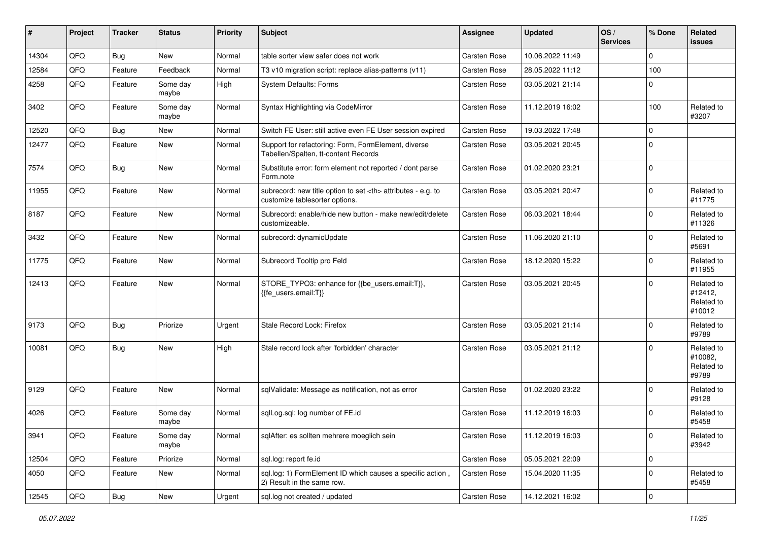| # | Project | Tracker | Status | Priority | Subject | Assignee | Updated | OS / Services | % Done | Related issues |
|---|---|---|---|---|---|---|---|---|---|---|
| 14304 | QFQ | Bug | New | Normal | table sorter view safer does not work | Carsten Rose | 10.06.2022 11:49 | | 0 | |
| 12584 | QFQ | Feature | Feedback | Normal | T3 v10 migration script: replace alias-patterns (v11) | Carsten Rose | 28.05.2022 11:12 | | 100 | |
| 4258 | QFQ | Feature | Some day maybe | High | System Defaults: Forms | Carsten Rose | 03.05.2021 21:14 | | 0 | |
| 3402 | QFQ | Feature | Some day maybe | Normal | Syntax Highlighting via CodeMirror | Carsten Rose | 11.12.2019 16:02 | | 100 | Related to #3207 |
| 12520 | QFQ | Bug | New | Normal | Switch FE User: still active even FE User session expired | Carsten Rose | 19.03.2022 17:48 | | 0 | |
| 12477 | QFQ | Feature | New | Normal | Support for refactoring: Form, FormElement, diverse Tabellen/Spalten, tt-content Records | Carsten Rose | 03.05.2021 20:45 | | 0 | |
| 7574 | QFQ | Bug | New | Normal | Substitute error: form element not reported / dont parse Form.note | Carsten Rose | 01.02.2020 23:21 | | 0 | |
| 11955 | QFQ | Feature | New | Normal | subrecord: new title option to set <th> attributes - e.g. to customize tablesorter options. | Carsten Rose | 03.05.2021 20:47 | | 0 | Related to #11775 |
| 8187 | QFQ | Feature | New | Normal | Subrecord: enable/hide new button - make new/edit/delete customizeable. | Carsten Rose | 06.03.2021 18:44 | | 0 | Related to #11326 |
| 3432 | QFQ | Feature | New | Normal | subrecord: dynamicUpdate | Carsten Rose | 11.06.2020 21:10 | | 0 | Related to #5691 |
| 11775 | QFQ | Feature | New | Normal | Subrecord Tooltip pro Feld | Carsten Rose | 18.12.2020 15:22 | | 0 | Related to #11955 |
| 12413 | QFQ | Feature | New | Normal | STORE_TYPO3: enhance for {{be_users.email:T}}, {{fe_users.email:T}} | Carsten Rose | 03.05.2021 20:45 | | 0 | Related to #12412, Related to #10012 |
| 9173 | QFQ | Bug | Priorize | Urgent | Stale Record Lock: Firefox | Carsten Rose | 03.05.2021 21:14 | | 0 | Related to #9789 |
| 10081 | QFQ | Bug | New | High | Stale record lock after 'forbidden' character | Carsten Rose | 03.05.2021 21:12 | | 0 | Related to #10082, Related to #9789 |
| 9129 | QFQ | Feature | New | Normal | sqlValidate: Message as notification, not as error | Carsten Rose | 01.02.2020 23:22 | | 0 | Related to #9128 |
| 4026 | QFQ | Feature | Some day maybe | Normal | sqlLog.sql: log number of FE.id | Carsten Rose | 11.12.2019 16:03 | | 0 | Related to #5458 |
| 3941 | QFQ | Feature | Some day maybe | Normal | sqlAfter: es sollten mehrere moeglich sein | Carsten Rose | 11.12.2019 16:03 | | 0 | Related to #3942 |
| 12504 | QFQ | Feature | Priorize | Normal | sql.log: report fe.id | Carsten Rose | 05.05.2021 22:09 | | 0 | |
| 4050 | QFQ | Feature | New | Normal | sql.log: 1) FormElement ID which causes a specific action , 2) Result in the same row. | Carsten Rose | 15.04.2020 11:35 | | 0 | Related to #5458 |
| 12545 | QFQ | Bug | New | Urgent | sql.log not created / updated | Carsten Rose | 14.12.2021 16:02 | | 0 | |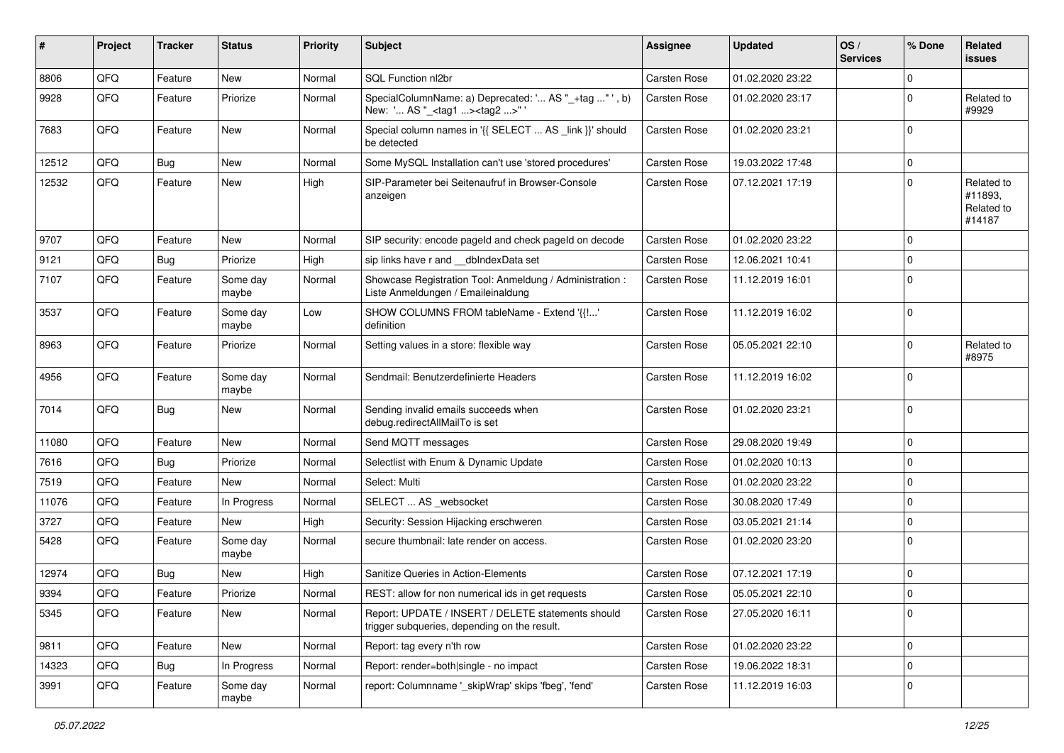| # | Project | Tracker | Status | Priority | Subject | Assignee | Updated | OS / Services | % Done | Related issues |
|---|---|---|---|---|---|---|---|---|---|---|
| 8806 | QFQ | Feature | New | Normal | SQL Function nl2br | Carsten Rose | 01.02.2020 23:22 | | 0 | |
| 9928 | QFQ | Feature | Priorize | Normal | SpecialColumnName: a) Deprecated: '... AS "_+tag " ', b) New: '... AS "_<tag1 ...><tag2 ...>" ' | Carsten Rose | 01.02.2020 23:17 | | 0 | Related to #9929 |
| 7683 | QFQ | Feature | New | Normal | Special column names in '{{ SELECT ... AS _link }}' should be detected | Carsten Rose | 01.02.2020 23:21 | | 0 | |
| 12512 | QFQ | Bug | New | Normal | Some MySQL Installation can't use 'stored procedures' | Carsten Rose | 19.03.2022 17:48 | | 0 | |
| 12532 | QFQ | Feature | New | High | SIP-Parameter bei Seitenaufruf in Browser-Console anzeigen | Carsten Rose | 07.12.2021 17:19 | | 0 | Related to #11893, Related to #14187 |
| 9707 | QFQ | Feature | New | Normal | SIP security: encode pageId and check pageId on decode | Carsten Rose | 01.02.2020 23:22 | | 0 | |
| 9121 | QFQ | Bug | Priorize | High | sip links have r and __dbIndexData set | Carsten Rose | 12.06.2021 10:41 | | 0 | |
| 7107 | QFQ | Feature | Some day maybe | Normal | Showcase Registration Tool: Anmeldung / Administration : Liste Anmeldungen / Emaileinaldung | Carsten Rose | 11.12.2019 16:01 | | 0 | |
| 3537 | QFQ | Feature | Some day maybe | Low | SHOW COLUMNS FROM tableName - Extend '{{!...' definition | Carsten Rose | 11.12.2019 16:02 | | 0 | |
| 8963 | QFQ | Feature | Priorize | Normal | Setting values in a store: flexible way | Carsten Rose | 05.05.2021 22:10 | | 0 | Related to #8975 |
| 4956 | QFQ | Feature | Some day maybe | Normal | Sendmail: Benutzerdefinierte Headers | Carsten Rose | 11.12.2019 16:02 | | 0 | |
| 7014 | QFQ | Bug | New | Normal | Sending invalid emails succeeds when debug.redirectAllMailTo is set | Carsten Rose | 01.02.2020 23:21 | | 0 | |
| 11080 | QFQ | Feature | New | Normal | Send MQTT messages | Carsten Rose | 29.08.2020 19:49 | | 0 | |
| 7616 | QFQ | Bug | Priorize | Normal | Selectlist with Enum & Dynamic Update | Carsten Rose | 01.02.2020 10:13 | | 0 | |
| 7519 | QFQ | Feature | New | Normal | Select: Multi | Carsten Rose | 01.02.2020 23:22 | | 0 | |
| 11076 | QFQ | Feature | In Progress | Normal | SELECT ... AS _websocket | Carsten Rose | 30.08.2020 17:49 | | 0 | |
| 3727 | QFQ | Feature | New | High | Security: Session Hijacking erschweren | Carsten Rose | 03.05.2021 21:14 | | 0 | |
| 5428 | QFQ | Feature | Some day maybe | Normal | secure thumbnail: late render on access. | Carsten Rose | 01.02.2020 23:20 | | 0 | |
| 12974 | QFQ | Bug | New | High | Sanitize Queries in Action-Elements | Carsten Rose | 07.12.2021 17:19 | | 0 | |
| 9394 | QFQ | Feature | Priorize | Normal | REST: allow for non numerical ids in get requests | Carsten Rose | 05.05.2021 22:10 | | 0 | |
| 5345 | QFQ | Feature | New | Normal | Report: UPDATE / INSERT / DELETE statements should trigger subqueries, depending on the result. | Carsten Rose | 27.05.2020 16:11 | | 0 | |
| 9811 | QFQ | Feature | New | Normal | Report: tag every n'th row | Carsten Rose | 01.02.2020 23:22 | | 0 | |
| 14323 | QFQ | Bug | In Progress | Normal | Report: render=both\|single - no impact | Carsten Rose | 19.06.2022 18:31 | | 0 | |
| 3991 | QFQ | Feature | Some day maybe | Normal | report: Columnname '_skipWrap' skips 'fbeg', 'fend' | Carsten Rose | 11.12.2019 16:03 | | 0 | |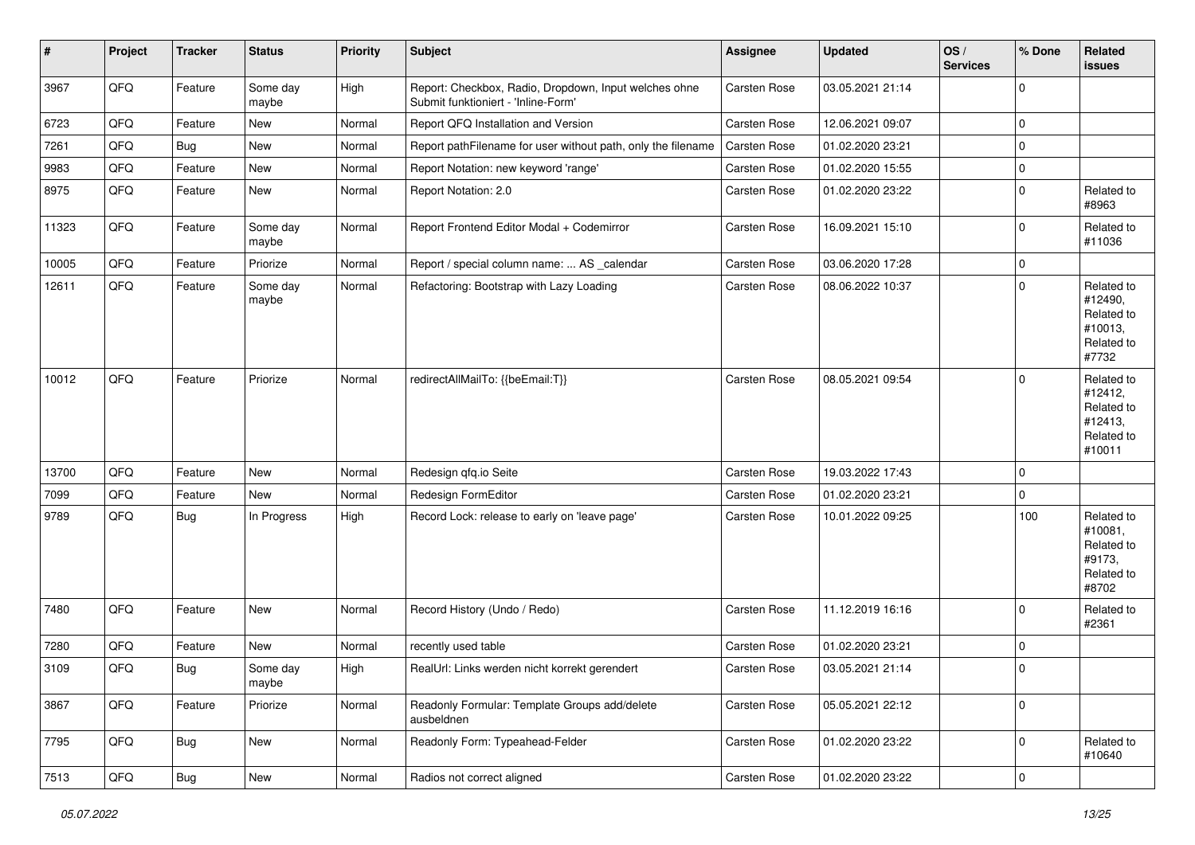| # | Project | Tracker | Status | Priority | Subject | Assignee | Updated | OS / Services | % Done | Related issues |
|---|---|---|---|---|---|---|---|---|---|---|
| 3967 | QFQ | Feature | Some day maybe | High | Report: Checkbox, Radio, Dropdown, Input welches ohne Submit funktioniert - 'Inline-Form' | Carsten Rose | 03.05.2021 21:14 | | 0 | |
| 6723 | QFQ | Feature | New | Normal | Report QFQ Installation and Version | Carsten Rose | 12.06.2021 09:07 | | 0 | |
| 7261 | QFQ | Bug | New | Normal | Report pathFilename for user without path, only the filename | Carsten Rose | 01.02.2020 23:21 | | 0 | |
| 9983 | QFQ | Feature | New | Normal | Report Notation: new keyword 'range' | Carsten Rose | 01.02.2020 15:55 | | 0 | |
| 8975 | QFQ | Feature | New | Normal | Report Notation: 2.0 | Carsten Rose | 01.02.2020 23:22 | | 0 | Related to #8963 |
| 11323 | QFQ | Feature | Some day maybe | Normal | Report Frontend Editor Modal + Codemirror | Carsten Rose | 16.09.2021 15:10 | | 0 | Related to #11036 |
| 10005 | QFQ | Feature | Priorize | Normal | Report / special column name: ... AS _calendar | Carsten Rose | 03.06.2020 17:28 | | 0 | |
| 12611 | QFQ | Feature | Some day maybe | Normal | Refactoring: Bootstrap with Lazy Loading | Carsten Rose | 08.06.2022 10:37 | | 0 | Related to #12490, Related to #10013, Related to #7732 |
| 10012 | QFQ | Feature | Priorize | Normal | redirectAllMailTo: {{beEmail:T}} | Carsten Rose | 08.05.2021 09:54 | | 0 | Related to #12412, Related to #12413, Related to #10011 |
| 13700 | QFQ | Feature | New | Normal | Redesign qfq.io Seite | Carsten Rose | 19.03.2022 17:43 | | 0 | |
| 7099 | QFQ | Feature | New | Normal | Redesign FormEditor | Carsten Rose | 01.02.2020 23:21 | | 0 | |
| 9789 | QFQ | Bug | In Progress | High | Record Lock: release to early on 'leave page' | Carsten Rose | 10.01.2022 09:25 | | 100 | Related to #10081, Related to #9173, Related to #8702 |
| 7480 | QFQ | Feature | New | Normal | Record History (Undo / Redo) | Carsten Rose | 11.12.2019 16:16 | | 0 | Related to #2361 |
| 7280 | QFQ | Feature | New | Normal | recently used table | Carsten Rose | 01.02.2020 23:21 | | 0 | |
| 3109 | QFQ | Bug | Some day maybe | High | RealUrl: Links werden nicht korrekt gerendert | Carsten Rose | 03.05.2021 21:14 | | 0 | |
| 3867 | QFQ | Feature | Priorize | Normal | Readonly Formular: Template Groups add/delete ausbeldnen | Carsten Rose | 05.05.2021 22:12 | | 0 | |
| 7795 | QFQ | Bug | New | Normal | Readonly Form: Typeahead-Felder | Carsten Rose | 01.02.2020 23:22 | | 0 | Related to #10640 |
| 7513 | QFQ | Bug | New | Normal | Radios not correct aligned | Carsten Rose | 01.02.2020 23:22 | | 0 | |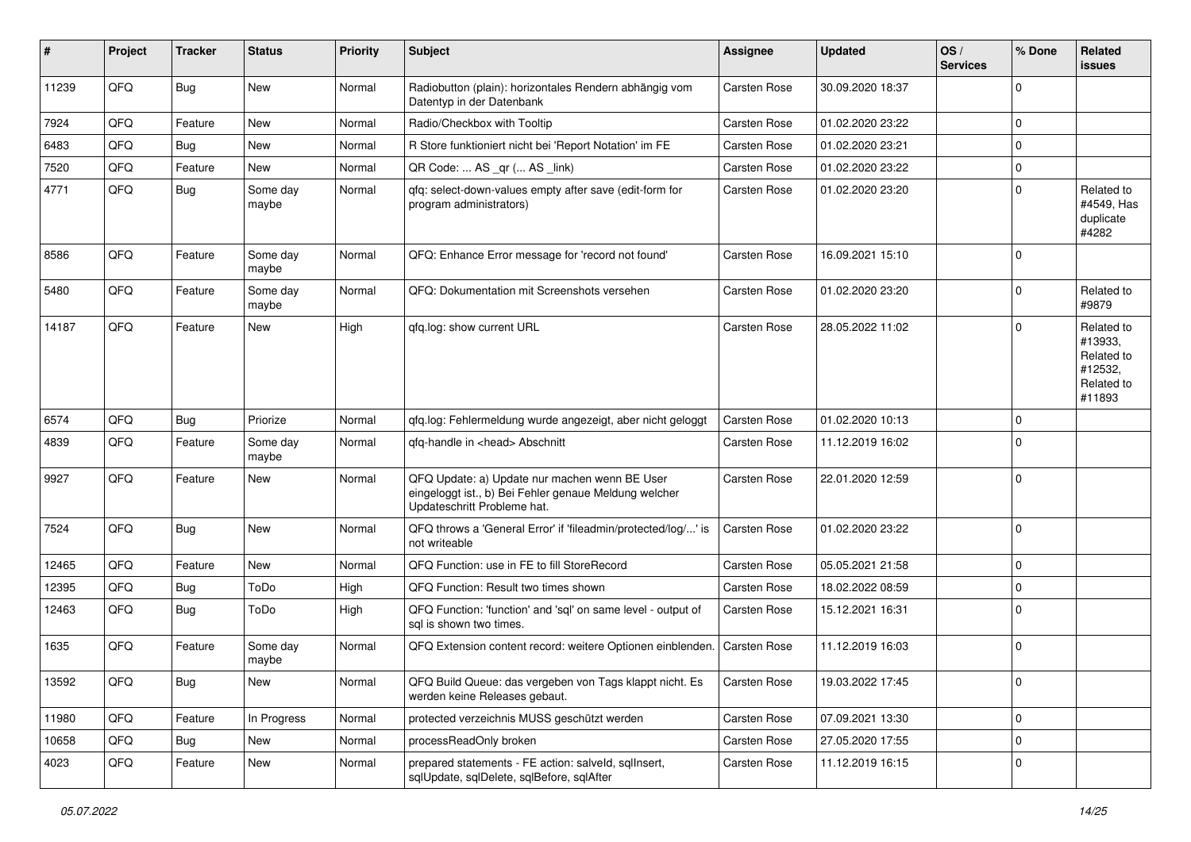| # | Project | Tracker | Status | Priority | Subject | Assignee | Updated | OS / Services | % Done | Related issues |
|---|---|---|---|---|---|---|---|---|---|---|
| 11239 | QFQ | Bug | New | Normal | Radiobutton (plain): horizontales Rendern abhängig vom Datentyp in der Datenbank | Carsten Rose | 30.09.2020 18:37 | | 0 | |
| 7924 | QFQ | Feature | New | Normal | Radio/Checkbox with Tooltip | Carsten Rose | 01.02.2020 23:22 | | 0 | |
| 6483 | QFQ | Bug | New | Normal | R Store funktioniert nicht bei 'Report Notation' im FE | Carsten Rose | 01.02.2020 23:21 | | 0 | |
| 7520 | QFQ | Feature | New | Normal | QR Code: ... AS _qr (... AS _link) | Carsten Rose | 01.02.2020 23:22 | | 0 | |
| 4771 | QFQ | Bug | Some day maybe | Normal | qfq: select-down-values empty after save (edit-form for program administrators) | Carsten Rose | 01.02.2020 23:20 | | 0 | Related to #4549, Has duplicate #4282 |
| 8586 | QFQ | Feature | Some day maybe | Normal | QFQ: Enhance Error message for 'record not found' | Carsten Rose | 16.09.2021 15:10 | | 0 | |
| 5480 | QFQ | Feature | Some day maybe | Normal | QFQ: Dokumentation mit Screenshots versehen | Carsten Rose | 01.02.2020 23:20 | | 0 | Related to #9879 |
| 14187 | QFQ | Feature | New | High | qfq.log: show current URL | Carsten Rose | 28.05.2022 11:02 | | 0 | Related to #13933, Related to #12532, Related to #11893 |
| 6574 | QFQ | Bug | Priorize | Normal | qfq.log: Fehlermeldung wurde angezeigt, aber nicht geloggt | Carsten Rose | 01.02.2020 10:13 | | 0 | |
| 4839 | QFQ | Feature | Some day maybe | Normal | qfq-handle in <head> Abschnitt | Carsten Rose | 11.12.2019 16:02 | | 0 | |
| 9927 | QFQ | Feature | New | Normal | QFQ Update: a) Update nur machen wenn BE User eingeloggt ist., b) Bei Fehler genaue Meldung welcher Updateschritt Probleme hat. | Carsten Rose | 22.01.2020 12:59 | | 0 | |
| 7524 | QFQ | Bug | New | Normal | QFQ throws a 'General Error' if 'fileadmin/protected/log/...' is not writeable | Carsten Rose | 01.02.2020 23:22 | | 0 | |
| 12465 | QFQ | Feature | New | Normal | QFQ Function: use in FE to fill StoreRecord | Carsten Rose | 05.05.2021 21:58 | | 0 | |
| 12395 | QFQ | Bug | ToDo | High | QFQ Function: Result two times shown | Carsten Rose | 18.02.2022 08:59 | | 0 | |
| 12463 | QFQ | Bug | ToDo | High | QFQ Function: 'function' and 'sql' on same level - output of sql is shown two times. | Carsten Rose | 15.12.2021 16:31 | | 0 | |
| 1635 | QFQ | Feature | Some day maybe | Normal | QFQ Extension content record: weitere Optionen einblenden. | Carsten Rose | 11.12.2019 16:03 | | 0 | |
| 13592 | QFQ | Bug | New | Normal | QFQ Build Queue: das vergeben von Tags klappt nicht. Es werden keine Releases gebaut. | Carsten Rose | 19.03.2022 17:45 | | 0 | |
| 11980 | QFQ | Feature | In Progress | Normal | protected verzeichnis MUSS geschützt werden | Carsten Rose | 07.09.2021 13:30 | | 0 | |
| 10658 | QFQ | Bug | New | Normal | processReadOnly broken | Carsten Rose | 27.05.2020 17:55 | | 0 | |
| 4023 | QFQ | Feature | New | Normal | prepared statements - FE action: salveId, sqlInsert, sqlUpdate, sqlDelete, sqlBefore, sqlAfter | Carsten Rose | 11.12.2019 16:15 | | 0 | |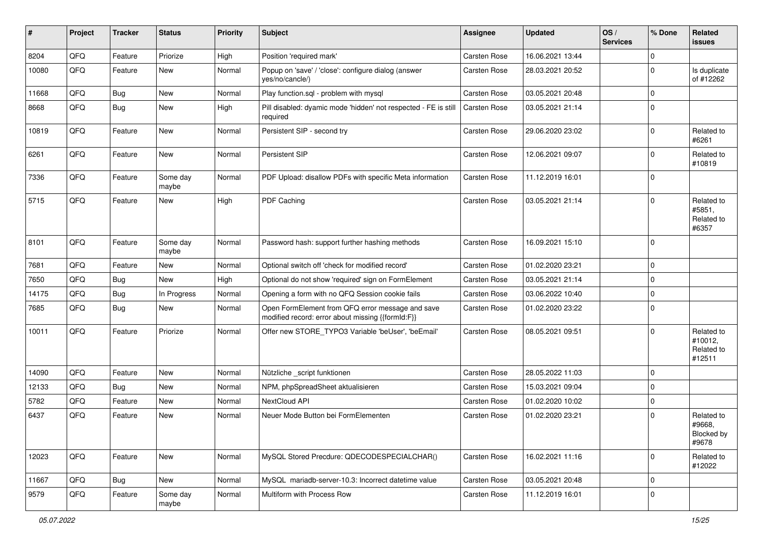| # | Project | Tracker | Status | Priority | Subject | Assignee | Updated | OS / Services | % Done | Related issues |
|---|---|---|---|---|---|---|---|---|---|---|
| 8204 | QFQ | Feature | Priorize | High | Position 'required mark' | Carsten Rose | 16.06.2021 13:44 | | 0 | |
| 10080 | QFQ | Feature | New | Normal | Popup on 'save' / 'close': configure dialog (answer yes/no/cancle/) | Carsten Rose | 28.03.2021 20:52 | | 0 | Is duplicate of #12262 |
| 11668 | QFQ | Bug | New | Normal | Play function.sql - problem with mysql | Carsten Rose | 03.05.2021 20:48 | | 0 | |
| 8668 | QFQ | Bug | New | High | Pill disabled: dyamic mode 'hidden' not respected - FE is still required | Carsten Rose | 03.05.2021 21:14 | | 0 | |
| 10819 | QFQ | Feature | New | Normal | Persistent SIP - second try | Carsten Rose | 29.06.2020 23:02 | | 0 | Related to #6261 |
| 6261 | QFQ | Feature | New | Normal | Persistent SIP | Carsten Rose | 12.06.2021 09:07 | | 0 | Related to #10819 |
| 7336 | QFQ | Feature | Some day maybe | Normal | PDF Upload: disallow PDFs with specific Meta information | Carsten Rose | 11.12.2019 16:01 | | 0 | |
| 5715 | QFQ | Feature | New | High | PDF Caching | Carsten Rose | 03.05.2021 21:14 | | 0 | Related to #5851, Related to #6357 |
| 8101 | QFQ | Feature | Some day maybe | Normal | Password hash: support further hashing methods | Carsten Rose | 16.09.2021 15:10 | | 0 | |
| 7681 | QFQ | Feature | New | Normal | Optional switch off 'check for modified record' | Carsten Rose | 01.02.2020 23:21 | | 0 | |
| 7650 | QFQ | Bug | New | High | Optional do not show 'required' sign on FormElement | Carsten Rose | 03.05.2021 21:14 | | 0 | |
| 14175 | QFQ | Bug | In Progress | Normal | Opening a form with no QFQ Session cookie fails | Carsten Rose | 03.06.2022 10:40 | | 0 | |
| 7685 | QFQ | Bug | New | Normal | Open FormElement from QFQ error message and save modified record: error about missing {{formId:F}} | Carsten Rose | 01.02.2020 23:22 | | 0 | |
| 10011 | QFQ | Feature | Priorize | Normal | Offer new STORE_TYPO3 Variable 'beUser', 'beEmail' | Carsten Rose | 08.05.2021 09:51 | | 0 | Related to #10012, Related to #12511 |
| 14090 | QFQ | Feature | New | Normal | Nützliche _script funktionen | Carsten Rose | 28.05.2022 11:03 | | 0 | |
| 12133 | QFQ | Bug | New | Normal | NPM, phpSpreadSheet aktualisieren | Carsten Rose | 15.03.2021 09:04 | | 0 | |
| 5782 | QFQ | Feature | New | Normal | NextCloud API | Carsten Rose | 01.02.2020 10:02 | | 0 | |
| 6437 | QFQ | Feature | New | Normal | Neuer Mode Button bei FormElementen | Carsten Rose | 01.02.2020 23:21 | | 0 | Related to #9668, Blocked by #9678 |
| 12023 | QFQ | Feature | New | Normal | MySQL Stored Precdure: QDECODESPECIALCHAR() | Carsten Rose | 16.02.2021 11:16 | | 0 | Related to #12022 |
| 11667 | QFQ | Bug | New | Normal | MySQL mariadb-server-10.3: Incorrect datetime value | Carsten Rose | 03.05.2021 20:48 | | 0 | |
| 9579 | QFQ | Feature | Some day maybe | Normal | Multiform with Process Row | Carsten Rose | 11.12.2019 16:01 | | 0 | |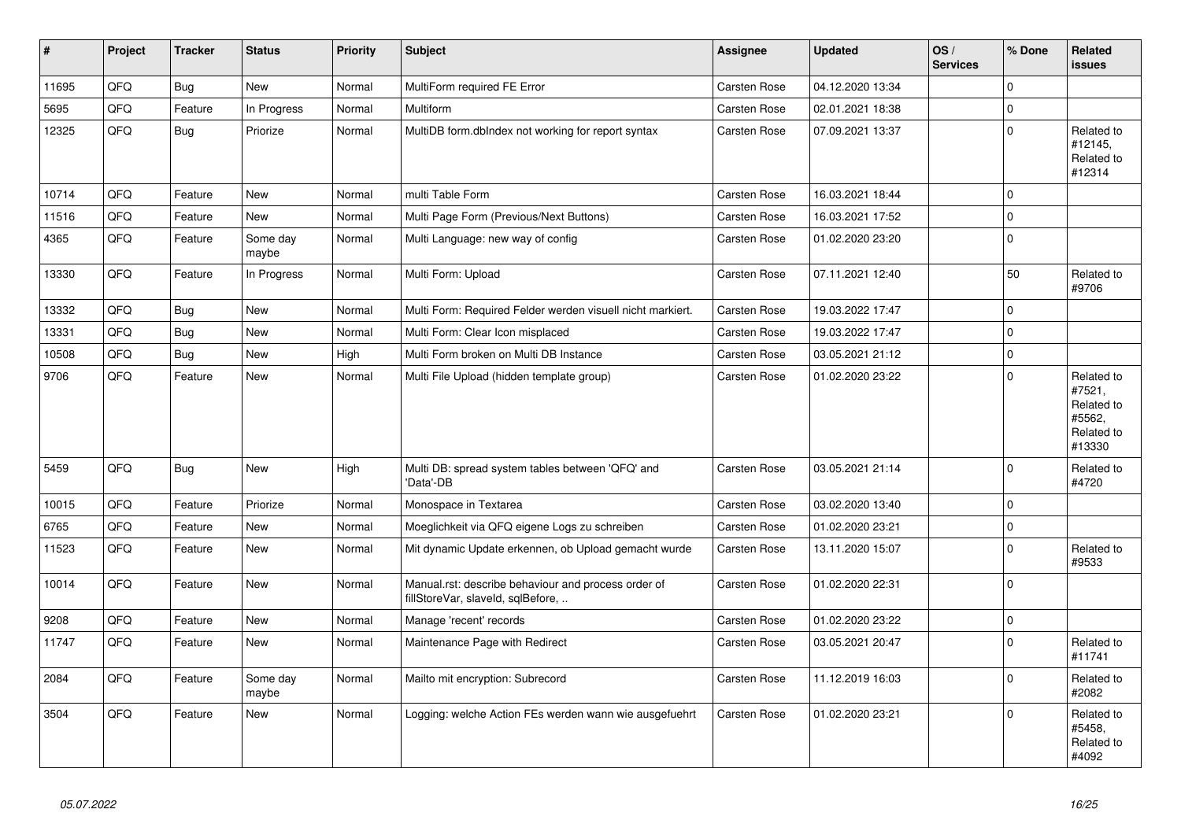| # | Project | Tracker | Status | Priority | Subject | Assignee | Updated | OS / Services | % Done | Related issues |
|---|---|---|---|---|---|---|---|---|---|---|
| 11695 | QFQ | Bug | New | Normal | MultiForm required FE Error | Carsten Rose | 04.12.2020 13:34 | | 0 | |
| 5695 | QFQ | Feature | In Progress | Normal | Multiform | Carsten Rose | 02.01.2021 18:38 | | 0 | |
| 12325 | QFQ | Bug | Priorize | Normal | MultiDB form.dbIndex not working for report syntax | Carsten Rose | 07.09.2021 13:37 | | 0 | Related to #12145, Related to #12314 |
| 10714 | QFQ | Feature | New | Normal | multi Table Form | Carsten Rose | 16.03.2021 18:44 | | 0 | |
| 11516 | QFQ | Feature | New | Normal | Multi Page Form (Previous/Next Buttons) | Carsten Rose | 16.03.2021 17:52 | | 0 | |
| 4365 | QFQ | Feature | Some day maybe | Normal | Multi Language: new way of config | Carsten Rose | 01.02.2020 23:20 | | 0 | |
| 13330 | QFQ | Feature | In Progress | Normal | Multi Form: Upload | Carsten Rose | 07.11.2021 12:40 | | 50 | Related to #9706 |
| 13332 | QFQ | Bug | New | Normal | Multi Form: Required Felder werden visuell nicht markiert. | Carsten Rose | 19.03.2022 17:47 | | 0 | |
| 13331 | QFQ | Bug | New | Normal | Multi Form: Clear Icon misplaced | Carsten Rose | 19.03.2022 17:47 | | 0 | |
| 10508 | QFQ | Bug | New | High | Multi Form broken on Multi DB Instance | Carsten Rose | 03.05.2021 21:12 | | 0 | |
| 9706 | QFQ | Feature | New | Normal | Multi File Upload (hidden template group) | Carsten Rose | 01.02.2020 23:22 | | 0 | Related to #7521, Related to #5562, Related to #13330 |
| 5459 | QFQ | Bug | New | High | Multi DB: spread system tables between 'QFQ' and 'Data'-DB | Carsten Rose | 03.05.2021 21:14 | | 0 | Related to #4720 |
| 10015 | QFQ | Feature | Priorize | Normal | Monospace in Textarea | Carsten Rose | 03.02.2020 13:40 | | 0 | |
| 6765 | QFQ | Feature | New | Normal | Moeglichkeit via QFQ eigene Logs zu schreiben | Carsten Rose | 01.02.2020 23:21 | | 0 | |
| 11523 | QFQ | Feature | New | Normal | Mit dynamic Update erkennen, ob Upload gemacht wurde | Carsten Rose | 13.11.2020 15:07 | | 0 | Related to #9533 |
| 10014 | QFQ | Feature | New | Normal | Manual.rst: describe behaviour and process order of fillStoreVar, slaveId, sqlBefore, .. | Carsten Rose | 01.02.2020 22:31 | | 0 | |
| 9208 | QFQ | Feature | New | Normal | Manage 'recent' records | Carsten Rose | 01.02.2020 23:22 | | 0 | |
| 11747 | QFQ | Feature | New | Normal | Maintenance Page with Redirect | Carsten Rose | 03.05.2021 20:47 | | 0 | Related to #11741 |
| 2084 | QFQ | Feature | Some day maybe | Normal | Mailto mit encryption: Subrecord | Carsten Rose | 11.12.2019 16:03 | | 0 | Related to #2082 |
| 3504 | QFQ | Feature | New | Normal | Logging: welche Action FEs werden wann wie ausgefuehrt | Carsten Rose | 01.02.2020 23:21 | | 0 | Related to #5458, Related to #4092 |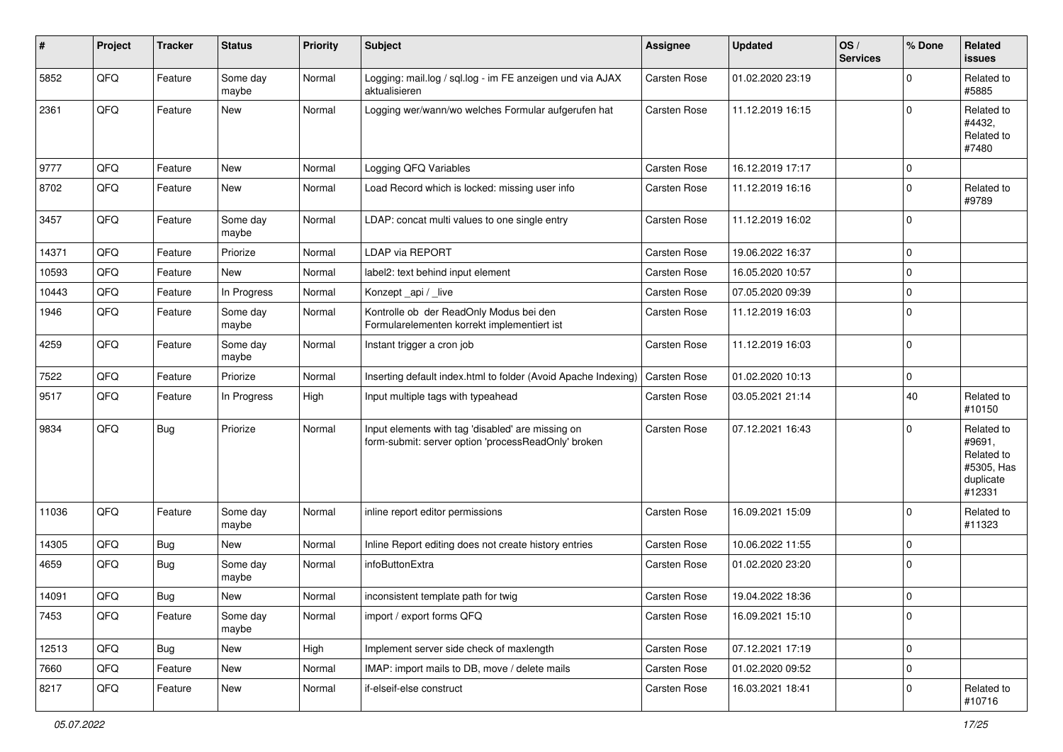| # | Project | Tracker | Status | Priority | Subject | Assignee | Updated | OS / Services | % Done | Related issues |
|---|---|---|---|---|---|---|---|---|---|---|
| 5852 | QFQ | Feature | Some day maybe | Normal | Logging: mail.log / sql.log - im FE anzeigen und via AJAX aktualisieren | Carsten Rose | 01.02.2020 23:19 | | 0 | Related to #5885 |
| 2361 | QFQ | Feature | New | Normal | Logging wer/wann/wo welches Formular aufgerufen hat | Carsten Rose | 11.12.2019 16:15 | | 0 | Related to #4432, Related to #7480 |
| 9777 | QFQ | Feature | New | Normal | Logging QFQ Variables | Carsten Rose | 16.12.2019 17:17 | | 0 | |
| 8702 | QFQ | Feature | New | Normal | Load Record which is locked: missing user info | Carsten Rose | 11.12.2019 16:16 | | 0 | Related to #9789 |
| 3457 | QFQ | Feature | Some day maybe | Normal | LDAP: concat multi values to one single entry | Carsten Rose | 11.12.2019 16:02 | | 0 | |
| 14371 | QFQ | Feature | Priorize | Normal | LDAP via REPORT | Carsten Rose | 19.06.2022 16:37 | | 0 | |
| 10593 | QFQ | Feature | New | Normal | label2: text behind input element | Carsten Rose | 16.05.2020 10:57 | | 0 | |
| 10443 | QFQ | Feature | In Progress | Normal | Konzept _api / _live | Carsten Rose | 07.05.2020 09:39 | | 0 | |
| 1946 | QFQ | Feature | Some day maybe | Normal | Kontrolle ob der ReadOnly Modus bei den Formularelementen korrekt implementiert ist | Carsten Rose | 11.12.2019 16:03 | | 0 | |
| 4259 | QFQ | Feature | Some day maybe | Normal | Instant trigger a cron job | Carsten Rose | 11.12.2019 16:03 | | 0 | |
| 7522 | QFQ | Feature | Priorize | Normal | Inserting default index.html to folder (Avoid Apache Indexing) | Carsten Rose | 01.02.2020 10:13 | | 0 | |
| 9517 | QFQ | Feature | In Progress | High | Input multiple tags with typeahead | Carsten Rose | 03.05.2021 21:14 | | 40 | Related to #10150 |
| 9834 | QFQ | Bug | Priorize | Normal | Input elements with tag 'disabled' are missing on form-submit: server option 'processReadOnly' broken | Carsten Rose | 07.12.2021 16:43 | | 0 | Related to #9691, Related to #5305, Has duplicate #12331 |
| 11036 | QFQ | Feature | Some day maybe | Normal | inline report editor permissions | Carsten Rose | 16.09.2021 15:09 | | 0 | Related to #11323 |
| 14305 | QFQ | Bug | New | Normal | Inline Report editing does not create history entries | Carsten Rose | 10.06.2022 11:55 | | 0 | |
| 4659 | QFQ | Bug | Some day maybe | Normal | infoButtonExtra | Carsten Rose | 01.02.2020 23:20 | | 0 | |
| 14091 | QFQ | Bug | New | Normal | inconsistent template path for twig | Carsten Rose | 19.04.2022 18:36 | | 0 | |
| 7453 | QFQ | Feature | Some day maybe | Normal | import / export forms QFQ | Carsten Rose | 16.09.2021 15:10 | | 0 | |
| 12513 | QFQ | Bug | New | High | Implement server side check of maxlength | Carsten Rose | 07.12.2021 17:19 | | 0 | |
| 7660 | QFQ | Feature | New | Normal | IMAP: import mails to DB, move / delete mails | Carsten Rose | 01.02.2020 09:52 | | 0 | |
| 8217 | QFQ | Feature | New | Normal | if-elseif-else construct | Carsten Rose | 16.03.2021 18:41 | | 0 | Related to #10716 |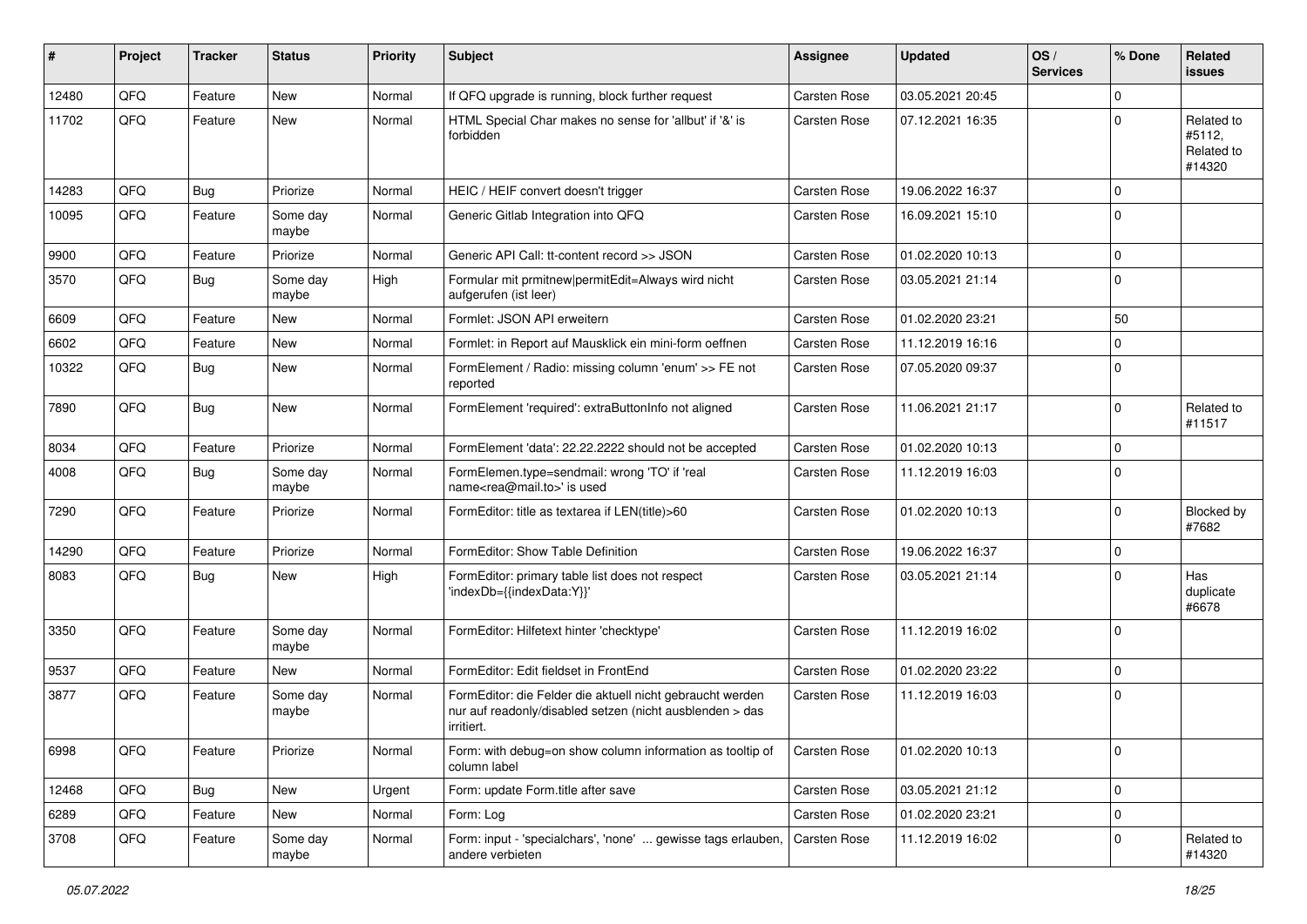| # | Project | Tracker | Status | Priority | Subject | Assignee | Updated | OS / Services | % Done | Related issues |
|---|---|---|---|---|---|---|---|---|---|---|
| 12480 | QFQ | Feature | New | Normal | If QFQ upgrade is running, block further request | Carsten Rose | 03.05.2021 20:45 | | 0 | |
| 11702 | QFQ | Feature | New | Normal | HTML Special Char makes no sense for 'allbut' if '&' is forbidden | Carsten Rose | 07.12.2021 16:35 | | 0 | Related to #5112, Related to #14320 |
| 14283 | QFQ | Bug | Priorize | Normal | HEIC / HEIF convert doesn't trigger | Carsten Rose | 19.06.2022 16:37 | | 0 | |
| 10095 | QFQ | Feature | Some day maybe | Normal | Generic Gitlab Integration into QFQ | Carsten Rose | 16.09.2021 15:10 | | 0 | |
| 9900 | QFQ | Feature | Priorize | Normal | Generic API Call: tt-content record >> JSON | Carsten Rose | 01.02.2020 10:13 | | 0 | |
| 3570 | QFQ | Bug | Some day maybe | High | Formular mit prmitnew\|permitEdit=Always wird nicht aufgerufen (ist leer) | Carsten Rose | 03.05.2021 21:14 | | 0 | |
| 6609 | QFQ | Feature | New | Normal | Formlet: JSON API erweitern | Carsten Rose | 01.02.2020 23:21 | | 50 | |
| 6602 | QFQ | Feature | New | Normal | Formlet: in Report auf Mausklick ein mini-form oeffnen | Carsten Rose | 11.12.2019 16:16 | | 0 | |
| 10322 | QFQ | Bug | New | Normal | FormElement / Radio: missing column 'enum' >> FE not reported | Carsten Rose | 07.05.2020 09:37 | | 0 | |
| 7890 | QFQ | Bug | New | Normal | FormElement 'required': extraButtonInfo not aligned | Carsten Rose | 11.06.2021 21:17 | | 0 | Related to #11517 |
| 8034 | QFQ | Feature | Priorize | Normal | FormElement 'data': 22.22.2222 should not be accepted | Carsten Rose | 01.02.2020 10:13 | | 0 | |
| 4008 | QFQ | Bug | Some day maybe | Normal | FormElemen.type=sendmail: wrong 'TO' if 'real name<rea@mail.to>' is used | Carsten Rose | 11.12.2019 16:03 | | 0 | |
| 7290 | QFQ | Feature | Priorize | Normal | FormEditor: title as textarea if LEN(title)>60 | Carsten Rose | 01.02.2020 10:13 | | 0 | Blocked by #7682 |
| 14290 | QFQ | Feature | Priorize | Normal | FormEditor: Show Table Definition | Carsten Rose | 19.06.2022 16:37 | | 0 | |
| 8083 | QFQ | Bug | New | High | FormEditor: primary table list does not respect 'indexDb={{indexData:Y}}' | Carsten Rose | 03.05.2021 21:14 | | 0 | Has duplicate #6678 |
| 3350 | QFQ | Feature | Some day maybe | Normal | FormEditor: Hilfetext hinter 'checktype' | Carsten Rose | 11.12.2019 16:02 | | 0 | |
| 9537 | QFQ | Feature | New | Normal | FormEditor: Edit fieldset in FrontEnd | Carsten Rose | 01.02.2020 23:22 | | 0 | |
| 3877 | QFQ | Feature | Some day maybe | Normal | FormEditor: die Felder die aktuell nicht gebraucht werden nur auf readonly/disabled setzen (nicht ausblenden > das irritiert. | Carsten Rose | 11.12.2019 16:03 | | 0 | |
| 6998 | QFQ | Feature | Priorize | Normal | Form: with debug=on show column information as tooltip of column label | Carsten Rose | 01.02.2020 10:13 | | 0 | |
| 12468 | QFQ | Bug | New | Urgent | Form: update Form.title after save | Carsten Rose | 03.05.2021 21:12 | | 0 | |
| 6289 | QFQ | Feature | New | Normal | Form: Log | Carsten Rose | 01.02.2020 23:21 | | 0 | |
| 3708 | QFQ | Feature | Some day maybe | Normal | Form: input - 'specialchars', 'none' ... gewisse tags erlauben, andere verbieten | Carsten Rose | 11.12.2019 16:02 | | 0 | Related to #14320 |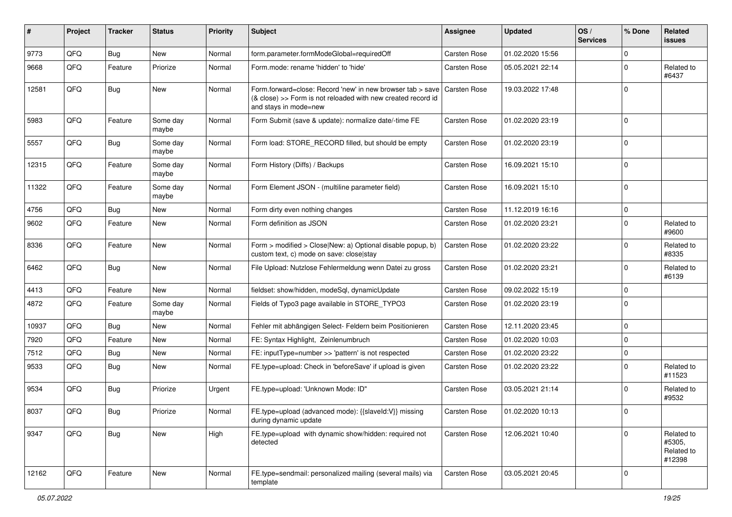| # | Project | Tracker | Status | Priority | Subject | Assignee | Updated | OS / Services | % Done | Related issues |
|---|---|---|---|---|---|---|---|---|---|---|
| 9773 | QFQ | Bug | New | Normal | form.parameter.formModeGlobal=requiredOff | Carsten Rose | 01.02.2020 15:56 | | 0 | |
| 9668 | QFQ | Feature | Priorize | Normal | Form.mode: rename 'hidden' to 'hide' | Carsten Rose | 05.05.2021 22:14 | | 0 | Related to #6437 |
| 12581 | QFQ | Bug | New | Normal | Form.forward=close: Record 'new' in new browser tab > save (& close) >> Form is not reloaded with new created record id and stays in mode=new | Carsten Rose | 19.03.2022 17:48 | | 0 | |
| 5983 | QFQ | Feature | Some day maybe | Normal | Form Submit (save & update): normalize date/-time FE | Carsten Rose | 01.02.2020 23:19 | | 0 | |
| 5557 | QFQ | Bug | Some day maybe | Normal | Form load: STORE_RECORD filled, but should be empty | Carsten Rose | 01.02.2020 23:19 | | 0 | |
| 12315 | QFQ | Feature | Some day maybe | Normal | Form History (Diffs) / Backups | Carsten Rose | 16.09.2021 15:10 | | 0 | |
| 11322 | QFQ | Feature | Some day maybe | Normal | Form Element JSON - (multiline parameter field) | Carsten Rose | 16.09.2021 15:10 | | 0 | |
| 4756 | QFQ | Bug | New | Normal | Form dirty even nothing changes | Carsten Rose | 11.12.2019 16:16 | | 0 | |
| 9602 | QFQ | Feature | New | Normal | Form definition as JSON | Carsten Rose | 01.02.2020 23:21 | | 0 | Related to #9600 |
| 8336 | QFQ | Feature | New | Normal | Form > modified > Close\|New: a) Optional disable popup, b) custom text, c) mode on save: close\|stay | Carsten Rose | 01.02.2020 23:22 | | 0 | Related to #8335 |
| 6462 | QFQ | Bug | New | Normal | File Upload: Nutzlose Fehlermeldung wenn Datei zu gross | Carsten Rose | 01.02.2020 23:21 | | 0 | Related to #6139 |
| 4413 | QFQ | Feature | New | Normal | fieldset: show/hidden, modeSql, dynamicUpdate | Carsten Rose | 09.02.2022 15:19 | | 0 | |
| 4872 | QFQ | Feature | Some day maybe | Normal | Fields of Typo3 page available in STORE_TYPO3 | Carsten Rose | 01.02.2020 23:19 | | 0 | |
| 10937 | QFQ | Bug | New | Normal | Fehler mit abhängigen Select- Feldern beim Positionieren | Carsten Rose | 12.11.2020 23:45 | | 0 | |
| 7920 | QFQ | Feature | New | Normal | FE: Syntax Highlight, Zeinlenumbruch | Carsten Rose | 01.02.2020 10:03 | | 0 | |
| 7512 | QFQ | Bug | New | Normal | FE: inputType=number >> 'pattern' is not respected | Carsten Rose | 01.02.2020 23:22 | | 0 | |
| 9533 | QFQ | Bug | New | Normal | FE.type=upload: Check in 'beforeSave' if upload is given | Carsten Rose | 01.02.2020 23:22 | | 0 | Related to #11523 |
| 9534 | QFQ | Bug | Priorize | Urgent | FE.type=upload: 'Unknown Mode: ID" | Carsten Rose | 03.05.2021 21:14 | | 0 | Related to #9532 |
| 8037 | QFQ | Bug | Priorize | Normal | FE.type=upload (advanced mode): {{slaveId:V}} missing during dynamic update | Carsten Rose | 01.02.2020 10:13 | | 0 | |
| 9347 | QFQ | Bug | New | High | FE.type=upload with dynamic show/hidden: required not detected | Carsten Rose | 12.06.2021 10:40 | | 0 | Related to #5305, Related to #12398 |
| 12162 | QFQ | Feature | New | Normal | FE.type=sendmail: personalized mailing (several mails) via template | Carsten Rose | 03.05.2021 20:45 | | 0 | |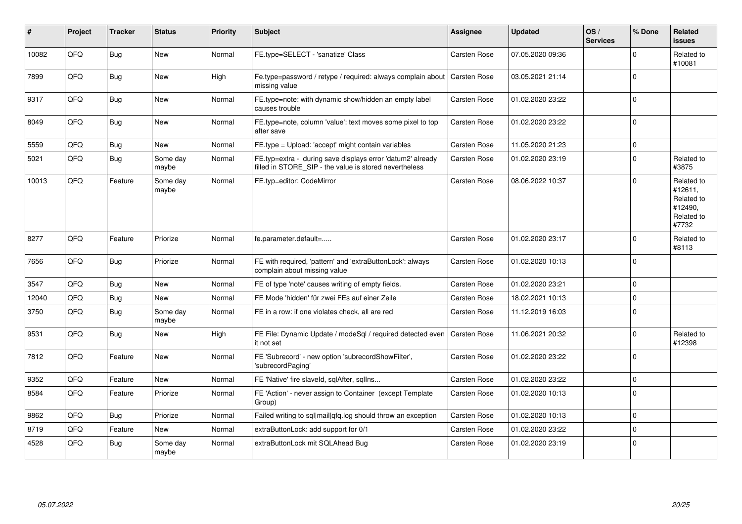| # | Project | Tracker | Status | Priority | Subject | Assignee | Updated | OS / Services | % Done | Related issues |
|---|---|---|---|---|---|---|---|---|---|---|
| 10082 | QFQ | Bug | New | Normal | FE.type=SELECT - 'sanatize' Class | Carsten Rose | 07.05.2020 09:36 | | 0 | Related to #10081 |
| 7899 | QFQ | Bug | New | High | Fe.type=password / retype / required: always complain about missing value | Carsten Rose | 03.05.2021 21:14 | | 0 | |
| 9317 | QFQ | Bug | New | Normal | FE.type=note: with dynamic show/hidden an empty label causes trouble | Carsten Rose | 01.02.2020 23:22 | | 0 | |
| 8049 | QFQ | Bug | New | Normal | FE.type=note, column 'value': text moves some pixel to top after save | Carsten Rose | 01.02.2020 23:22 | | 0 | |
| 5559 | QFQ | Bug | New | Normal | FE.type = Upload: 'accept' might contain variables | Carsten Rose | 11.05.2020 21:23 | | 0 | |
| 5021 | QFQ | Bug | Some day maybe | Normal | FE.typ=extra - during save displays error 'datum2' already filled in STORE_SIP - the value is stored nevertheless | Carsten Rose | 01.02.2020 23:19 | | 0 | Related to #3875 |
| 10013 | QFQ | Feature | Some day maybe | Normal | FE.typ=editor: CodeMirror | Carsten Rose | 08.06.2022 10:37 | | 0 | Related to #12611, Related to #12490, Related to #7732 |
| 8277 | QFQ | Feature | Priorize | Normal | fe.parameter.default=..... | Carsten Rose | 01.02.2020 23:17 | | 0 | Related to #8113 |
| 7656 | QFQ | Bug | Priorize | Normal | FE with required, 'pattern' and 'extraButtonLock': always complain about missing value | Carsten Rose | 01.02.2020 10:13 | | 0 | |
| 3547 | QFQ | Bug | New | Normal | FE of type 'note' causes writing of empty fields. | Carsten Rose | 01.02.2020 23:21 | | 0 | |
| 12040 | QFQ | Bug | New | Normal | FE Mode 'hidden' für zwei FEs auf einer Zeile | Carsten Rose | 18.02.2021 10:13 | | 0 | |
| 3750 | QFQ | Bug | Some day maybe | Normal | FE in a row: if one violates check, all are red | Carsten Rose | 11.12.2019 16:03 | | 0 | |
| 9531 | QFQ | Bug | New | High | FE File: Dynamic Update / modeSql / required detected even it not set | Carsten Rose | 11.06.2021 20:32 | | 0 | Related to #12398 |
| 7812 | QFQ | Feature | New | Normal | FE 'Subrecord' - new option 'subrecordShowFilter', 'subrecordPaging' | Carsten Rose | 01.02.2020 23:22 | | 0 | |
| 9352 | QFQ | Feature | New | Normal | FE 'Native' fire slaveId, sqlAfter, sqlIns... | Carsten Rose | 01.02.2020 23:22 | | 0 | |
| 8584 | QFQ | Feature | Priorize | Normal | FE 'Action' - never assign to Container (except Template Group) | Carsten Rose | 01.02.2020 10:13 | | 0 | |
| 9862 | QFQ | Bug | Priorize | Normal | Failed writing to sql\|mail\|qfq.log should throw an exception | Carsten Rose | 01.02.2020 10:13 | | 0 | |
| 8719 | QFQ | Feature | New | Normal | extraButtonLock: add support for 0/1 | Carsten Rose | 01.02.2020 23:22 | | 0 | |
| 4528 | QFQ | Bug | Some day maybe | Normal | extraButtonLock mit SQLAhead Bug | Carsten Rose | 01.02.2020 23:19 | | 0 | |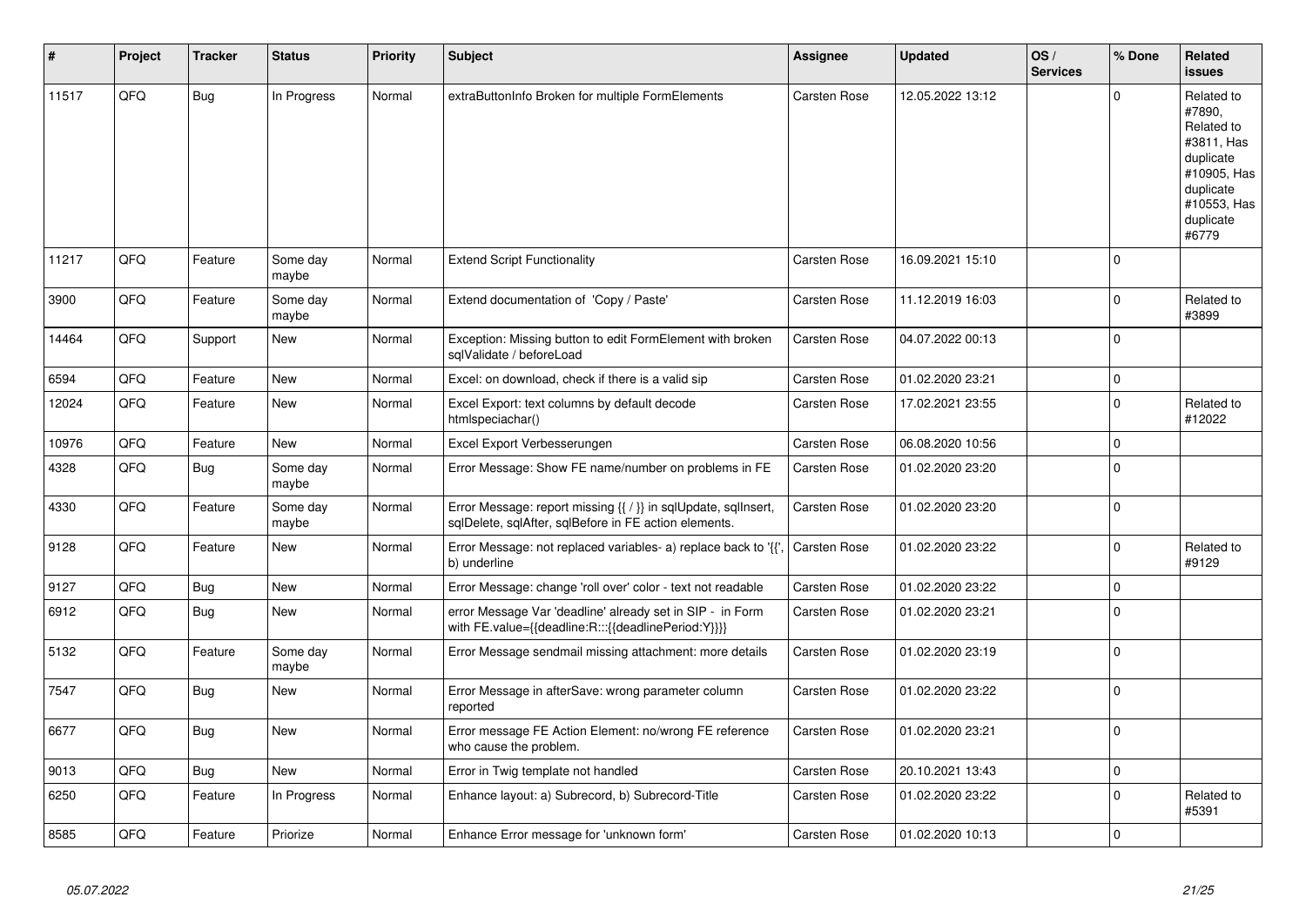| # | Project | Tracker | Status | Priority | Subject | Assignee | Updated | OS / Services | % Done | Related issues |
|---|---|---|---|---|---|---|---|---|---|---|
| 11517 | QFQ | Bug | In Progress | Normal | extraButtonInfo Broken for multiple FormElements | Carsten Rose | 12.05.2022 13:12 | | 0 | Related to #7890, Related to #3811, Has duplicate #10905, Has duplicate #10553, Has duplicate #6779 |
| 11217 | QFQ | Feature | Some day maybe | Normal | Extend Script Functionality | Carsten Rose | 16.09.2021 15:10 | | 0 | |
| 3900 | QFQ | Feature | Some day maybe | Normal | Extend documentation of 'Copy / Paste' | Carsten Rose | 11.12.2019 16:03 | | 0 | Related to #3899 |
| 14464 | QFQ | Support | New | Normal | Exception: Missing button to edit FormElement with broken sqlValidate / beforeLoad | Carsten Rose | 04.07.2022 00:13 | | 0 | |
| 6594 | QFQ | Feature | New | Normal | Excel: on download, check if there is a valid sip | Carsten Rose | 01.02.2020 23:21 | | 0 | |
| 12024 | QFQ | Feature | New | Normal | Excel Export: text columns by default decode htmlspeciachar() | Carsten Rose | 17.02.2021 23:55 | | 0 | Related to #12022 |
| 10976 | QFQ | Feature | New | Normal | Excel Export Verbesserungen | Carsten Rose | 06.08.2020 10:56 | | 0 | |
| 4328 | QFQ | Bug | Some day maybe | Normal | Error Message: Show FE name/number on problems in FE | Carsten Rose | 01.02.2020 23:20 | | 0 | |
| 4330 | QFQ | Feature | Some day maybe | Normal | Error Message: report missing {{ / }} in sqlUpdate, sqlInsert, sqlDelete, sqlAfter, sqlBefore in FE action elements. | Carsten Rose | 01.02.2020 23:20 | | 0 | |
| 9128 | QFQ | Feature | New | Normal | Error Message: not replaced variables- a) replace back to '{{', b) underline | Carsten Rose | 01.02.2020 23:22 | | 0 | Related to #9129 |
| 9127 | QFQ | Bug | New | Normal | Error Message: change 'roll over' color - text not readable | Carsten Rose | 01.02.2020 23:22 | | 0 | |
| 6912 | QFQ | Bug | New | Normal | error Message Var 'deadline' already set in SIP - in Form with FE.value={{deadline:R:::{{deadlinePeriod:Y}}}} | Carsten Rose | 01.02.2020 23:21 | | 0 | |
| 5132 | QFQ | Feature | Some day maybe | Normal | Error Message sendmail missing attachment: more details | Carsten Rose | 01.02.2020 23:19 | | 0 | |
| 7547 | QFQ | Bug | New | Normal | Error Message in afterSave: wrong parameter column reported | Carsten Rose | 01.02.2020 23:22 | | 0 | |
| 6677 | QFQ | Bug | New | Normal | Error message FE Action Element: no/wrong FE reference who cause the problem. | Carsten Rose | 01.02.2020 23:21 | | 0 | |
| 9013 | QFQ | Bug | New | Normal | Error in Twig template not handled | Carsten Rose | 20.10.2021 13:43 | | 0 | |
| 6250 | QFQ | Feature | In Progress | Normal | Enhance layout: a) Subrecord, b) Subrecord-Title | Carsten Rose | 01.02.2020 23:22 | | 0 | Related to #5391 |
| 8585 | QFQ | Feature | Priorize | Normal | Enhance Error message for 'unknown form' | Carsten Rose | 01.02.2020 10:13 | | 0 | |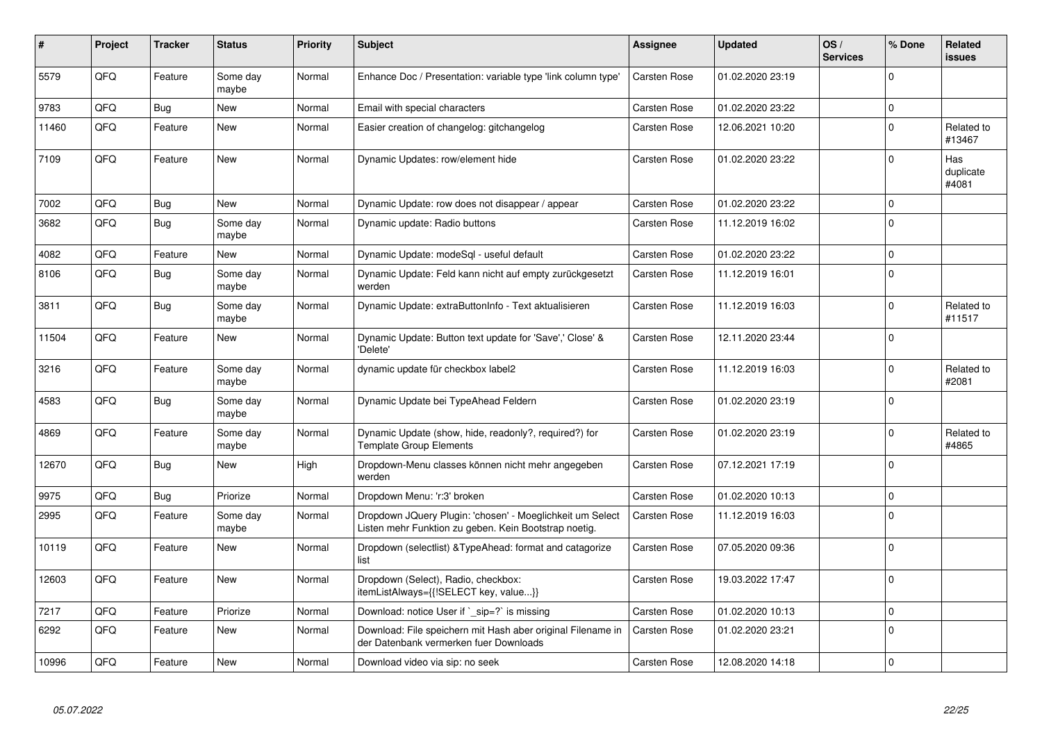| # | Project | Tracker | Status | Priority | Subject | Assignee | Updated | OS / Services | % Done | Related issues |
|---|---|---|---|---|---|---|---|---|---|---|
| 5579 | QFQ | Feature | Some day maybe | Normal | Enhance Doc / Presentation: variable type 'link column type' | Carsten Rose | 01.02.2020 23:19 | | 0 | |
| 9783 | QFQ | Bug | New | Normal | Email with special characters | Carsten Rose | 01.02.2020 23:22 | | 0 | |
| 11460 | QFQ | Feature | New | Normal | Easier creation of changelog: gitchangelog | Carsten Rose | 12.06.2021 10:20 | | 0 | Related to #13467 |
| 7109 | QFQ | Feature | New | Normal | Dynamic Updates: row/element hide | Carsten Rose | 01.02.2020 23:22 | | 0 | Has duplicate #4081 |
| 7002 | QFQ | Bug | New | Normal | Dynamic Update: row does not disappear / appear | Carsten Rose | 01.02.2020 23:22 | | 0 | |
| 3682 | QFQ | Bug | Some day maybe | Normal | Dynamic update: Radio buttons | Carsten Rose | 11.12.2019 16:02 | | 0 | |
| 4082 | QFQ | Feature | New | Normal | Dynamic Update: modeSql - useful default | Carsten Rose | 01.02.2020 23:22 | | 0 | |
| 8106 | QFQ | Bug | Some day maybe | Normal | Dynamic Update: Feld kann nicht auf empty zurückgesetzt werden | Carsten Rose | 11.12.2019 16:01 | | 0 | |
| 3811 | QFQ | Bug | Some day maybe | Normal | Dynamic Update: extraButtonInfo - Text aktualisieren | Carsten Rose | 11.12.2019 16:03 | | 0 | Related to #11517 |
| 11504 | QFQ | Feature | New | Normal | Dynamic Update: Button text update for 'Save',' Close' & 'Delete' | Carsten Rose | 12.11.2020 23:44 | | 0 | |
| 3216 | QFQ | Feature | Some day maybe | Normal | dynamic update für checkbox label2 | Carsten Rose | 11.12.2019 16:03 | | 0 | Related to #2081 |
| 4583 | QFQ | Bug | Some day maybe | Normal | Dynamic Update bei TypeAhead Feldern | Carsten Rose | 01.02.2020 23:19 | | 0 | |
| 4869 | QFQ | Feature | Some day maybe | Normal | Dynamic Update (show, hide, readonly?, required?) for Template Group Elements | Carsten Rose | 01.02.2020 23:19 | | 0 | Related to #4865 |
| 12670 | QFQ | Bug | New | High | Dropdown-Menu classes können nicht mehr angegeben werden | Carsten Rose | 07.12.2021 17:19 | | 0 | |
| 9975 | QFQ | Bug | Priorize | Normal | Dropdown Menu: 'r:3' broken | Carsten Rose | 01.02.2020 10:13 | | 0 | |
| 2995 | QFQ | Feature | Some day maybe | Normal | Dropdown JQuery Plugin: 'chosen' - Moeglichkeit um Select Listen mehr Funktion zu geben. Kein Bootstrap noetig. | Carsten Rose | 11.12.2019 16:03 | | 0 | |
| 10119 | QFQ | Feature | New | Normal | Dropdown (selectlist) &TypeAhead: format and catagorize list | Carsten Rose | 07.05.2020 09:36 | | 0 | |
| 12603 | QFQ | Feature | New | Normal | Dropdown (Select), Radio, checkbox: itemListAlways={{!SELECT key, value...}} | Carsten Rose | 19.03.2022 17:47 | | 0 | |
| 7217 | QFQ | Feature | Priorize | Normal | Download: notice User if `_sip=?` is missing | Carsten Rose | 01.02.2020 10:13 | | 0 | |
| 6292 | QFQ | Feature | New | Normal | Download: File speichern mit Hash aber original Filename in der Datenbank vermerken fuer Downloads | Carsten Rose | 01.02.2020 23:21 | | 0 | |
| 10996 | QFQ | Feature | New | Normal | Download video via sip: no seek | Carsten Rose | 12.08.2020 14:18 | | 0 | |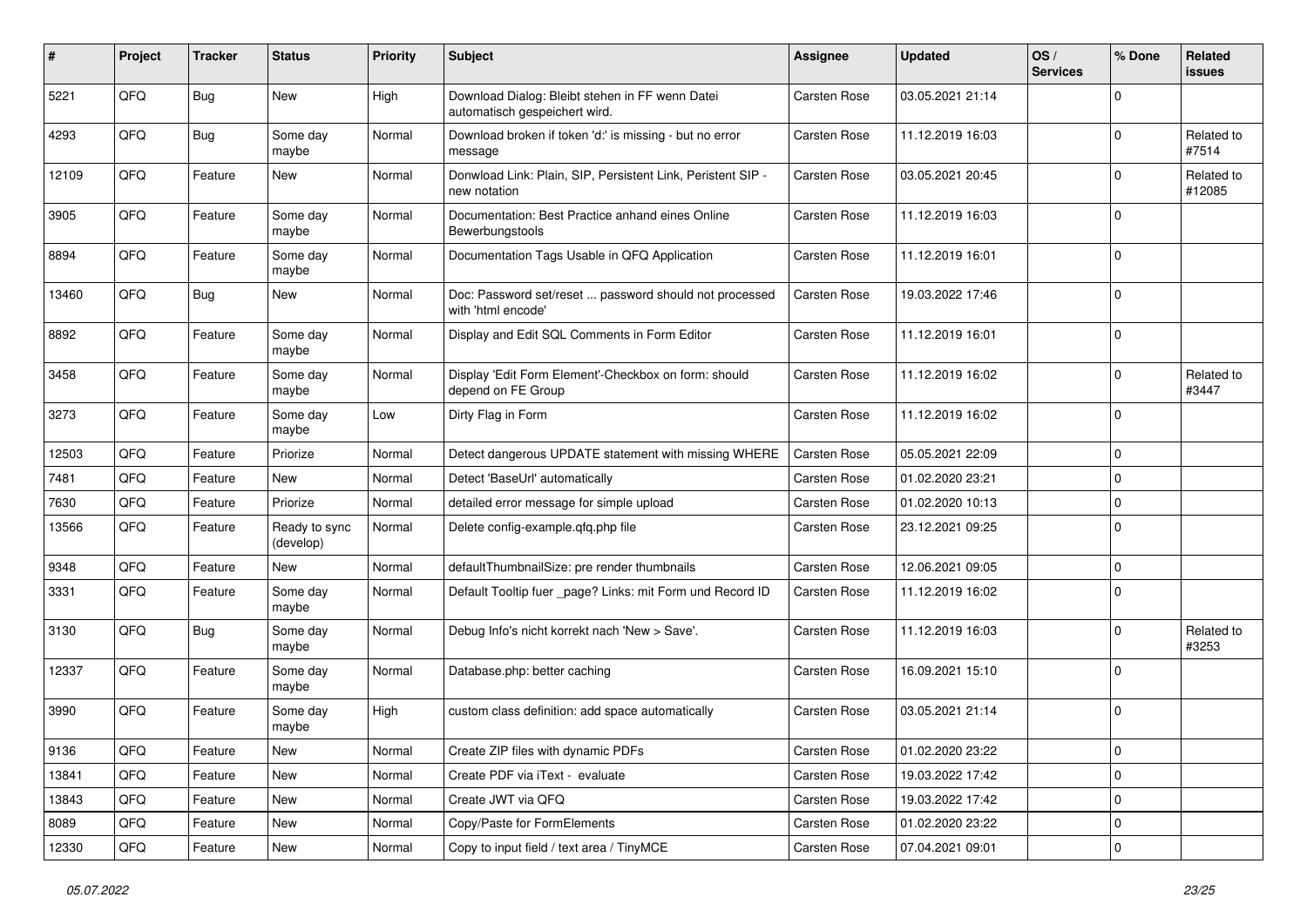| # | Project | Tracker | Status | Priority | Subject | Assignee | Updated | OS / Services | % Done | Related issues |
|---|---|---|---|---|---|---|---|---|---|---|
| 5221 | QFQ | Bug | New | High | Download Dialog: Bleibt stehen in FF wenn Datei automatisch gespeichert wird. | Carsten Rose | 03.05.2021 21:14 | | 0 | |
| 4293 | QFQ | Bug | Some day maybe | Normal | Download broken if token 'd:' is missing - but no error message | Carsten Rose | 11.12.2019 16:03 | | 0 | Related to #7514 |
| 12109 | QFQ | Feature | New | Normal | Donwload Link: Plain, SIP, Persistent Link, Peristent SIP - new notation | Carsten Rose | 03.05.2021 20:45 | | 0 | Related to #12085 |
| 3905 | QFQ | Feature | Some day maybe | Normal | Documentation: Best Practice anhand eines Online Bewerbungstools | Carsten Rose | 11.12.2019 16:03 | | 0 | |
| 8894 | QFQ | Feature | Some day maybe | Normal | Documentation Tags Usable in QFQ Application | Carsten Rose | 11.12.2019 16:01 | | 0 | |
| 13460 | QFQ | Bug | New | Normal | Doc: Password set/reset ... password should not processed with 'html encode' | Carsten Rose | 19.03.2022 17:46 | | 0 | |
| 8892 | QFQ | Feature | Some day maybe | Normal | Display and Edit SQL Comments in Form Editor | Carsten Rose | 11.12.2019 16:01 | | 0 | |
| 3458 | QFQ | Feature | Some day maybe | Normal | Display 'Edit Form Element'-Checkbox on form: should depend on FE Group | Carsten Rose | 11.12.2019 16:02 | | 0 | Related to #3447 |
| 3273 | QFQ | Feature | Some day maybe | Low | Dirty Flag in Form | Carsten Rose | 11.12.2019 16:02 | | 0 | |
| 12503 | QFQ | Feature | Priorize | Normal | Detect dangerous UPDATE statement with missing WHERE | Carsten Rose | 05.05.2021 22:09 | | 0 | |
| 7481 | QFQ | Feature | New | Normal | Detect 'BaseUrl' automatically | Carsten Rose | 01.02.2020 23:21 | | 0 | |
| 7630 | QFQ | Feature | Priorize | Normal | detailed error message for simple upload | Carsten Rose | 01.02.2020 10:13 | | 0 | |
| 13566 | QFQ | Feature | Ready to sync (develop) | Normal | Delete config-example.qfq.php file | Carsten Rose | 23.12.2021 09:25 | | 0 | |
| 9348 | QFQ | Feature | New | Normal | defaultThumbnailSize: pre render thumbnails | Carsten Rose | 12.06.2021 09:05 | | 0 | |
| 3331 | QFQ | Feature | Some day maybe | Normal | Default Tooltip fuer _page? Links: mit Form und Record ID | Carsten Rose | 11.12.2019 16:02 | | 0 | |
| 3130 | QFQ | Bug | Some day maybe | Normal | Debug Info's nicht korrekt nach 'New > Save'. | Carsten Rose | 11.12.2019 16:03 | | 0 | Related to #3253 |
| 12337 | QFQ | Feature | Some day maybe | Normal | Database.php: better caching | Carsten Rose | 16.09.2021 15:10 | | 0 | |
| 3990 | QFQ | Feature | Some day maybe | High | custom class definition: add space automatically | Carsten Rose | 03.05.2021 21:14 | | 0 | |
| 9136 | QFQ | Feature | New | Normal | Create ZIP files with dynamic PDFs | Carsten Rose | 01.02.2020 23:22 | | 0 | |
| 13841 | QFQ | Feature | New | Normal | Create PDF via iText - evaluate | Carsten Rose | 19.03.2022 17:42 | | 0 | |
| 13843 | QFQ | Feature | New | Normal | Create JWT via QFQ | Carsten Rose | 19.03.2022 17:42 | | 0 | |
| 8089 | QFQ | Feature | New | Normal | Copy/Paste for FormElements | Carsten Rose | 01.02.2020 23:22 | | 0 | |
| 12330 | QFQ | Feature | New | Normal | Copy to input field / text area / TinyMCE | Carsten Rose | 07.04.2021 09:01 | | 0 | |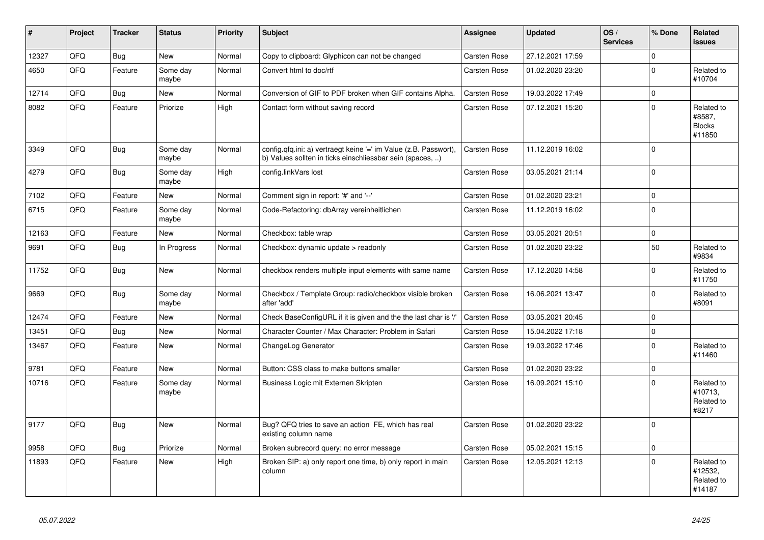| # | Project | Tracker | Status | Priority | Subject | Assignee | Updated | OS / Services | % Done | Related issues |
|---|---|---|---|---|---|---|---|---|---|---|
| 12327 | QFQ | Bug | New | Normal | Copy to clipboard: Glyphicon can not be changed | Carsten Rose | 27.12.2021 17:59 | | 0 | |
| 4650 | QFQ | Feature | Some day maybe | Normal | Convert html to doc/rtf | Carsten Rose | 01.02.2020 23:20 | | 0 | Related to #10704 |
| 12714 | QFQ | Bug | New | Normal | Conversion of GIF to PDF broken when GIF contains Alpha. | Carsten Rose | 19.03.2022 17:49 | | 0 | |
| 8082 | QFQ | Feature | Priorize | High | Contact form without saving record | Carsten Rose | 07.12.2021 15:20 | | 0 | Related to #8587, Blocks #11850 |
| 3349 | QFQ | Bug | Some day maybe | Normal | config.qfq.ini: a) vertraegt keine '=' im Value (z.B. Passwort), b) Values sollten in ticks einschliessbar sein (spaces, ..) | Carsten Rose | 11.12.2019 16:02 | | 0 | |
| 4279 | QFQ | Bug | Some day maybe | High | config.linkVars lost | Carsten Rose | 03.05.2021 21:14 | | 0 | |
| 7102 | QFQ | Feature | New | Normal | Comment sign in report: '#' and '--' | Carsten Rose | 01.02.2020 23:21 | | 0 | |
| 6715 | QFQ | Feature | Some day maybe | Normal | Code-Refactoring: dbArray vereinheitlichen | Carsten Rose | 11.12.2019 16:02 | | 0 | |
| 12163 | QFQ | Feature | New | Normal | Checkbox: table wrap | Carsten Rose | 03.05.2021 20:51 | | 0 | |
| 9691 | QFQ | Bug | In Progress | Normal | Checkbox: dynamic update > readonly | Carsten Rose | 01.02.2020 23:22 | | 50 | Related to #9834 |
| 11752 | QFQ | Bug | New | Normal | checkbox renders multiple input elements with same name | Carsten Rose | 17.12.2020 14:58 | | 0 | Related to #11750 |
| 9669 | QFQ | Bug | Some day maybe | Normal | Checkbox / Template Group: radio/checkbox visible broken after 'add' | Carsten Rose | 16.06.2021 13:47 | | 0 | Related to #8091 |
| 12474 | QFQ | Feature | New | Normal | Check BaseConfigURL if it is given and the the last char is '/' | Carsten Rose | 03.05.2021 20:45 | | 0 | |
| 13451 | QFQ | Bug | New | Normal | Character Counter / Max Character: Problem in Safari | Carsten Rose | 15.04.2022 17:18 | | 0 | |
| 13467 | QFQ | Feature | New | Normal | ChangeLog Generator | Carsten Rose | 19.03.2022 17:46 | | 0 | Related to #11460 |
| 9781 | QFQ | Feature | New | Normal | Button: CSS class to make buttons smaller | Carsten Rose | 01.02.2020 23:22 | | 0 | |
| 10716 | QFQ | Feature | Some day maybe | Normal | Business Logic mit Externen Skripten | Carsten Rose | 16.09.2021 15:10 | | 0 | Related to #10713, Related to #8217 |
| 9177 | QFQ | Bug | New | Normal | Bug? QFQ tries to save an action FE, which has real existing column name | Carsten Rose | 01.02.2020 23:22 | | 0 | |
| 9958 | QFQ | Bug | Priorize | Normal | Broken subrecord query: no error message | Carsten Rose | 05.02.2021 15:15 | | 0 | |
| 11893 | QFQ | Feature | New | High | Broken SIP: a) only report one time, b) only report in main column | Carsten Rose | 12.05.2021 12:13 | | 0 | Related to #12532, Related to #14187 |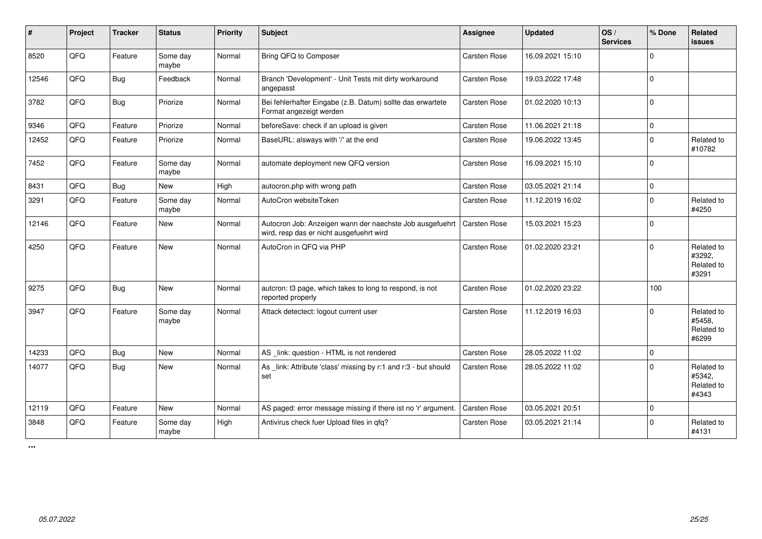| # | Project | Tracker | Status | Priority | Subject | Assignee | Updated | OS / Services | % Done | Related issues |
|---|---|---|---|---|---|---|---|---|---|---|
| 8520 | QFQ | Feature | Some day maybe | Normal | Bring QFQ to Composer | Carsten Rose | 16.09.2021 15:10 | | 0 | |
| 12546 | QFQ | Bug | Feedback | Normal | Branch 'Development' - Unit Tests mit dirty workaround angepasst | Carsten Rose | 19.03.2022 17:48 | | 0 | |
| 3782 | QFQ | Bug | Priorize | Normal | Bei fehlerhafter Eingabe (z.B. Datum) sollte das erwartete Format angezeigt werden | Carsten Rose | 01.02.2020 10:13 | | 0 | |
| 9346 | QFQ | Feature | Priorize | Normal | beforeSave: check if an upload is given | Carsten Rose | 11.06.2021 21:18 | | 0 | |
| 12452 | QFQ | Feature | Priorize | Normal | BaseURL: alsways with '/' at the end | Carsten Rose | 19.06.2022 13:45 | | 0 | Related to #10782 |
| 7452 | QFQ | Feature | Some day maybe | Normal | automate deployment new QFQ version | Carsten Rose | 16.09.2021 15:10 | | 0 | |
| 8431 | QFQ | Bug | New | High | autocron.php with wrong path | Carsten Rose | 03.05.2021 21:14 | | 0 | |
| 3291 | QFQ | Feature | Some day maybe | Normal | AutoCron websiteToken | Carsten Rose | 11.12.2019 16:02 | | 0 | Related to #4250 |
| 12146 | QFQ | Feature | New | Normal | Autocron Job: Anzeigen wann der naechste Job ausgefuehrt wird, resp das er nicht ausgefuehrt wird | Carsten Rose | 15.03.2021 15:23 | | 0 | |
| 4250 | QFQ | Feature | New | Normal | AutoCron in QFQ via PHP | Carsten Rose | 01.02.2020 23:21 | | 0 | Related to #3292, Related to #3291 |
| 9275 | QFQ | Bug | New | Normal | autcron: t3 page, which takes to long to respond, is not reported properly | Carsten Rose | 01.02.2020 23:22 | | 100 | |
| 3947 | QFQ | Feature | Some day maybe | Normal | Attack detectect: logout current user | Carsten Rose | 11.12.2019 16:03 | | 0 | Related to #5458, Related to #6299 |
| 14233 | QFQ | Bug | New | Normal | AS _link: question - HTML is not rendered | Carsten Rose | 28.05.2022 11:02 | | 0 | |
| 14077 | QFQ | Bug | New | Normal | As _link: Attribute 'class' missing by r:1 and r:3 - but should set | Carsten Rose | 28.05.2022 11:02 | | 0 | Related to #5342, Related to #4343 |
| 12119 | QFQ | Feature | New | Normal | AS paged: error message missing if there ist no 'r' argument. | Carsten Rose | 03.05.2021 20:51 | | 0 | |
| 3848 | QFQ | Feature | Some day maybe | High | Antivirus check fuer Upload files in qfq? | Carsten Rose | 03.05.2021 21:14 | | 0 | Related to #4131 |

...